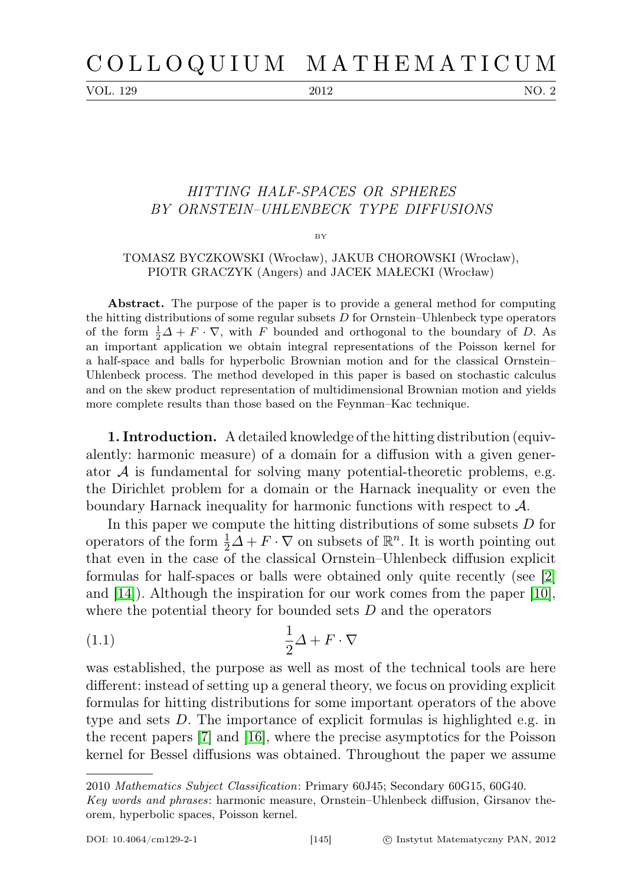# COLLOQUIUM MATHEMATICUM

## HITTING HALF-SPACES OR SPHERES BY ORNSTEIN–UHLENBECK TYPE DIFFUSIONS

BY

TOMASZ BYCZKOWSKI (Wrocław), JAKUB CHOROWSKI (Wrocław), PIOTR GRACZYK (Angers) and JACEK MAŁECKI (Wrocław)

**Abstract.** The purpose of the paper is to provide a general method for computing the hitting distributions of some regular subsets $D$ for Ornstein–Uhlenbeck type operators of the form $\frac{1}{2}\Delta + F \cdot \nabla$, with $F$ bounded and orthogonal to the boundary of $D$. As an important application we obtain integral representations of the Poisson kernel for a half-space and balls for hyperbolic Brownian motion and for the classical Ornstein–Uhlenbeck process. The method developed in this paper is based on stochastic calculus and on the skew product representation of multidimensional Brownian motion and yields more complete results than those based on the Feynman–Kac technique.

**1. Introduction.** A detailed knowledge of the hitting distribution (equivalently: harmonic measure) of a domain for a diffusion with a given generator $\mathcal{A}$ is fundamental for solving many potential-theoretic problems, e.g. the Dirichlet problem for a domain or the Harnack inequality or even the boundary Harnack inequality for harmonic functions with respect to $\mathcal{A}$.

In this paper we compute the hitting distributions of some subsets $D$ for operators of the form $\frac{1}{2}\Delta + F \cdot \nabla$ on subsets of $\mathbb{R}^n$. It is worth pointing out that even in the case of the classical Ornstein–Uhlenbeck diffusion explicit formulas for half-spaces or balls were obtained only quite recently (see [2] and [14]). Although the inspiration for our work comes from the paper [10], where the potential theory for bounded sets $D$ and the operators

$$\frac{1}{2}\Delta + F \cdot \nabla \tag{1.1}$$

was established, the purpose as well as most of the technical tools are here different: instead of setting up a general theory, we focus on providing explicit formulas for hitting distributions for some important operators of the above type and sets $D$. The importance of explicit formulas is highlighted e.g. in the recent papers [7] and [16], where the precise asymptotics for the Poisson kernel for Bessel diffusions was obtained. Throughout the paper we assume

---

2010 *Mathematics Subject Classification*: Primary 60J45; Secondary 60G15, 60G40.

*Key words and phrases*: harmonic measure, Ornstein–Uhlenbeck diffusion, Girsanov theorem, hyperbolic spaces, Poisson kernel.

DOI: 10.4064/cm129-2-1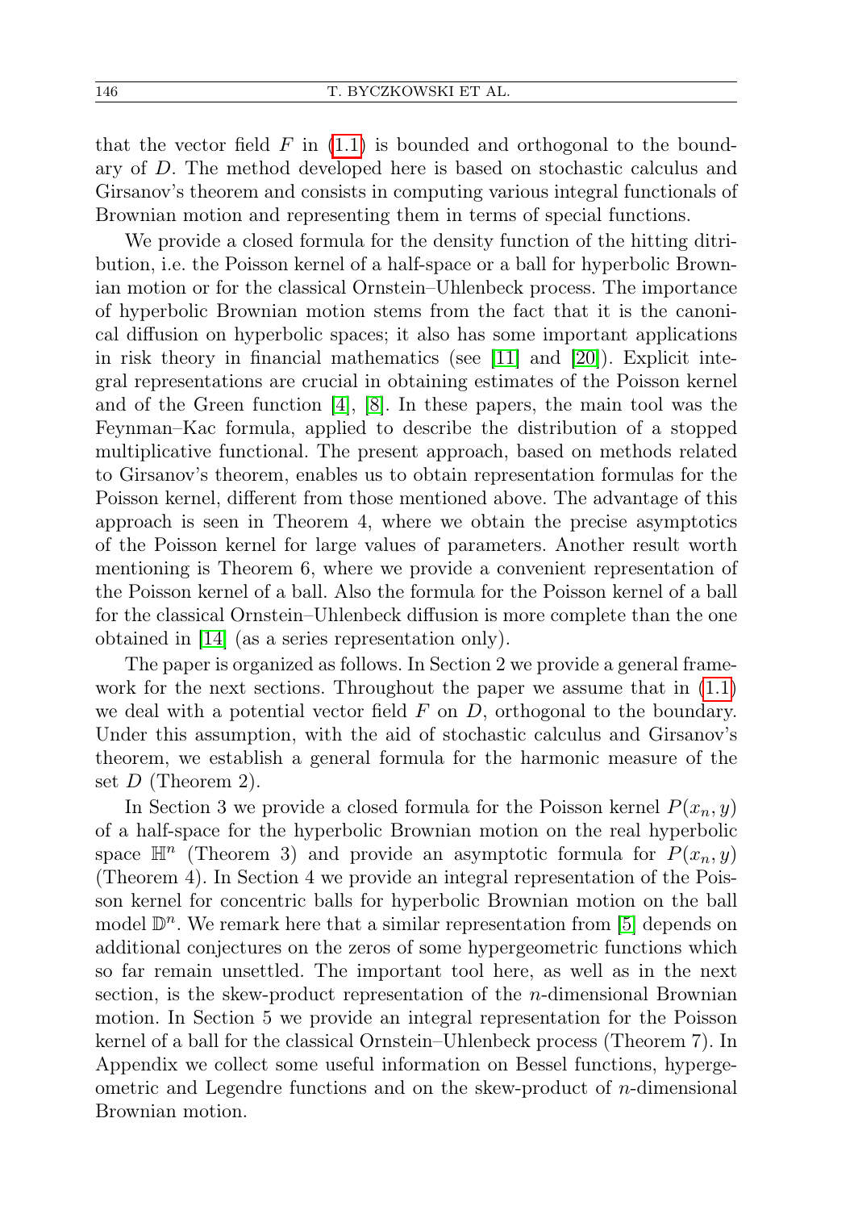that the vector field $F$ in (1.1) is bounded and orthogonal to the boundary of $D$. The method developed here is based on stochastic calculus and Girsanov's theorem and consists in computing various integral functionals of Brownian motion and representing them in terms of special functions.

We provide a closed formula for the density function of the hitting ditribution, i.e. the Poisson kernel of a half-space or a ball for hyperbolic Brownian motion or for the classical Ornstein–Uhlenbeck process. The importance of hyperbolic Brownian motion stems from the fact that it is the canonical diffusion on hyperbolic spaces; it also has some important applications in risk theory in financial mathematics (see [11] and [20]). Explicit integral representations are crucial in obtaining estimates of the Poisson kernel and of the Green function [4], [8]. In these papers, the main tool was the Feynman–Kac formula, applied to describe the distribution of a stopped multiplicative functional. The present approach, based on methods related to Girsanov's theorem, enables us to obtain representation formulas for the Poisson kernel, different from those mentioned above. The advantage of this approach is seen in Theorem 4, where we obtain the precise asymptotics of the Poisson kernel for large values of parameters. Another result worth mentioning is Theorem 6, where we provide a convenient representation of the Poisson kernel of a ball. Also the formula for the Poisson kernel of a ball for the classical Ornstein–Uhlenbeck diffusion is more complete than the one obtained in [14] (as a series representation only).

The paper is organized as follows. In Section 2 we provide a general framework for the next sections. Throughout the paper we assume that in (1.1) we deal with a potential vector field $F$ on $D$, orthogonal to the boundary. Under this assumption, with the aid of stochastic calculus and Girsanov's theorem, we establish a general formula for the harmonic measure of the set $D$ (Theorem 2).

In Section 3 we provide a closed formula for the Poisson kernel $P(x_n, y)$ of a half-space for the hyperbolic Brownian motion on the real hyperbolic space $\mathbb{H}^n$ (Theorem 3) and provide an asymptotic formula for $P(x_n, y)$ (Theorem 4). In Section 4 we provide an integral representation of the Poisson kernel for concentric balls for hyperbolic Brownian motion on the ball model $\mathbb{D}^n$. We remark here that a similar representation from [5] depends on additional conjectures on the zeros of some hypergeometric functions which so far remain unsettled. The important tool here, as well as in the next section, is the skew-product representation of the $n$-dimensional Brownian motion. In Section 5 we provide an integral representation for the Poisson kernel of a ball for the classical Ornstein–Uhlenbeck process (Theorem 7). In Appendix we collect some useful information on Bessel functions, hypergeometric and Legendre functions and on the skew-product of $n$-dimensional Brownian motion.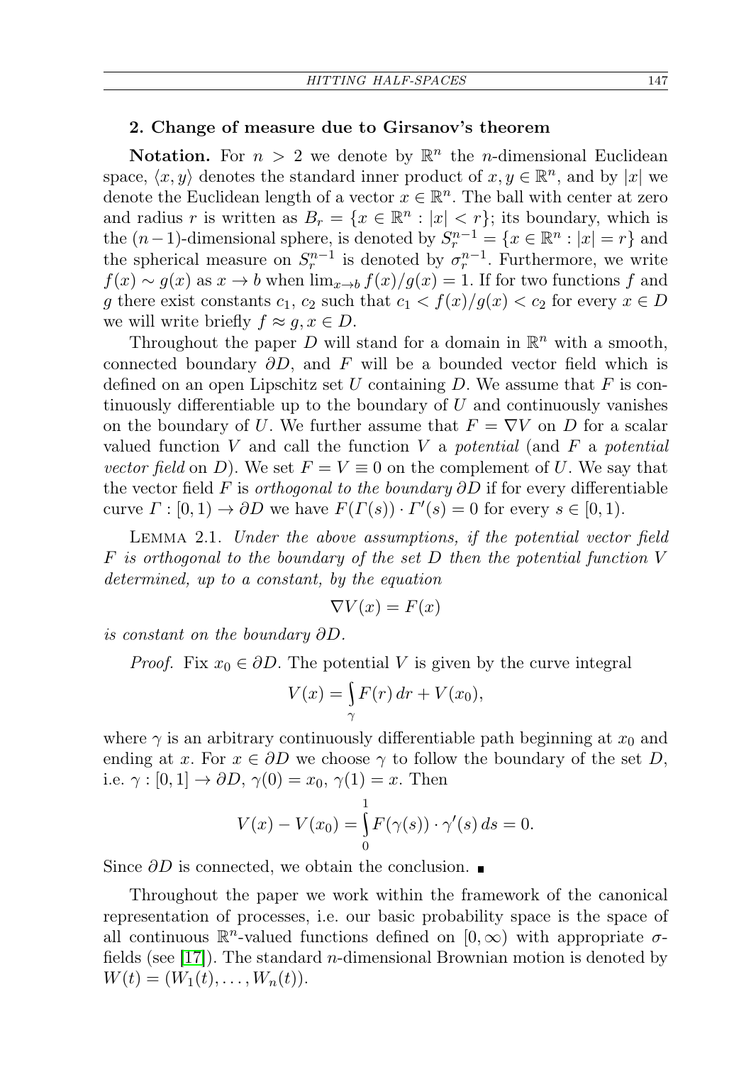## 2. Change of measure due to Girsanov's theorem

**Notation.** For $n > 2$ we denote by $\mathbb{R}^n$ the $n$-dimensional Euclidean space, $\langle x, y\rangle$ denotes the standard inner product of $x, y \in \mathbb{R}^n$, and by $|x|$ we denote the Euclidean length of a vector $x \in \mathbb{R}^n$. The ball with center at zero and radius $r$ is written as $B_r = \{x \in \mathbb{R}^n : |x| < r\}$; its boundary, which is the $(n-1)$-dimensional sphere, is denoted by $S_r^{n-1} = \{x \in \mathbb{R}^n : |x| = r\}$ and the spherical measure on $S_r^{n-1}$ is denoted by $\sigma_r^{n-1}$. Furthermore, we write $f(x) \sim g(x)$ as $x \to b$ when $\lim_{x\to b} f(x)/g(x) = 1$. If for two functions $f$ and $g$ there exist constants $c_1$, $c_2$ such that $c_1 < f(x)/g(x) < c_2$ for every $x \in D$ we will write briefly $f \approx g, x \in D$.

Throughout the paper $D$ will stand for a domain in $\mathbb{R}^n$ with a smooth, connected boundary $\partial D$, and $F$ will be a bounded vector field which is defined on an open Lipschitz set $U$ containing $D$. We assume that $F$ is continuously differentiable up to the boundary of $U$ and continuously vanishes on the boundary of $U$. We further assume that $F = \nabla V$ on $D$ for a scalar valued function $V$ and call the function $V$ a *potential* (and $F$ a *potential vector field* on $D$). We set $F = V \equiv 0$ on the complement of $U$. We say that the vector field $F$ is *orthogonal to the boundary* $\partial D$ if for every differentiable curve $\Gamma : [0, 1) \to \partial D$ we have $F(\Gamma(s)) \cdot \Gamma'(s) = 0$ for every $s \in [0, 1)$.

LEMMA 2.1. *Under the above assumptions, if the potential vector field $F$ is orthogonal to the boundary of the set $D$ then the potential function $V$ determined, up to a constant, by the equation*

$$\nabla V(x) = F(x)$$

*is constant on the boundary $\partial D$.*

*Proof.* Fix $x_0 \in \partial D$. The potential $V$ is given by the curve integral

$$V(x) = \int_\gamma F(r)\, dr + V(x_0),$$

where $\gamma$ is an arbitrary continuously differentiable path beginning at $x_0$ and ending at $x$. For $x \in \partial D$ we choose $\gamma$ to follow the boundary of the set $D$, i.e. $\gamma : [0, 1] \to \partial D$, $\gamma(0) = x_0$, $\gamma(1) = x$. Then

$$V(x) - V(x_0) = \int_0^1 F(\gamma(s)) \cdot \gamma'(s)\, ds = 0.$$

Since $\partial D$ is connected, we obtain the conclusion. ∎

Throughout the paper we work within the framework of the canonical representation of processes, i.e. our basic probability space is the space of all continuous $\mathbb{R}^n$-valued functions defined on $[0, \infty)$ with appropriate $\sigma$-fields (see [17]). The standard $n$-dimensional Brownian motion is denoted by $W(t) = (W_1(t), \ldots, W_n(t))$.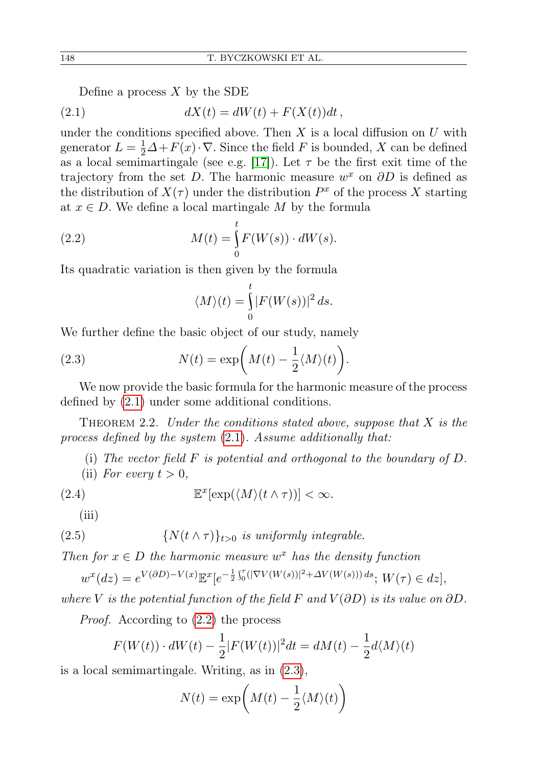Define a process $X$ by the SDE

$$dX(t) = dW(t) + F(X(t))dt\,, \tag{2.1}$$

under the conditions specified above. Then $X$ is a local diffusion on $U$ with generator $L = \frac{1}{2}\Delta + F(x)\cdot\nabla$. Since the field $F$ is bounded, $X$ can be defined as a local semimartingale (see e.g. [17]). Let $\tau$ be the first exit time of the trajectory from the set $D$. The harmonic measure $w^x$ on $\partial D$ is defined as the distribution of $X(\tau)$ under the distribution $P^x$ of the process $X$ starting at $x \in D$. We define a local martingale $M$ by the formula

$$M(t) = \int_0^t F(W(s))\cdot dW(s). \tag{2.2}$$

Its quadratic variation is then given by the formula

$$\langle M\rangle(t) = \int_0^t |F(W(s))|^2\,ds.$$

We further define the basic object of our study, namely

$$N(t) = \exp\biggl(M(t) - \frac{1}{2}\langle M\rangle(t)\biggr). \tag{2.3}$$

We now provide the basic formula for the harmonic measure of the process defined by (2.1) under some additional conditions.

Theorem 2.2. *Under the conditions stated above, suppose that $X$ is the process defined by the system (2.1). Assume additionally that:*

(i) *The vector field $F$ is potential and orthogonal to the boundary of $D$.*

(ii) *For every $t > 0$,*

$$\mathbb{E}^x[\exp(\langle M\rangle(t\wedge\tau))] < \infty. \tag{2.4}$$

(iii)

$$\{N(t\wedge\tau)\}_{t>0} \text{ is uniformly integrable.} \tag{2.5}$$

*Then for $x \in D$ the harmonic measure $w^x$ has the density function*

$$w^x(dz) = e^{V(\partial D)-V(x)}\mathbb{E}^x[e^{-\frac{1}{2}\int_0^\tau(|\nabla V(W(s))|^2+\Delta V(W(s)))\,ds};\,W(\tau)\in dz],$$

*where $V$ is the potential function of the field $F$ and $V(\partial D)$ is its value on $\partial D$.*

*Proof.* According to (2.2) the process

$$F(W(t))\cdot dW(t) - \frac{1}{2}|F(W(t))|^2dt = dM(t) - \frac{1}{2}d\langle M\rangle(t)$$

is a local semimartingale. Writing, as in (2.3),

$$N(t) = \exp\biggl(M(t) - \frac{1}{2}\langle M\rangle(t)\biggr)$$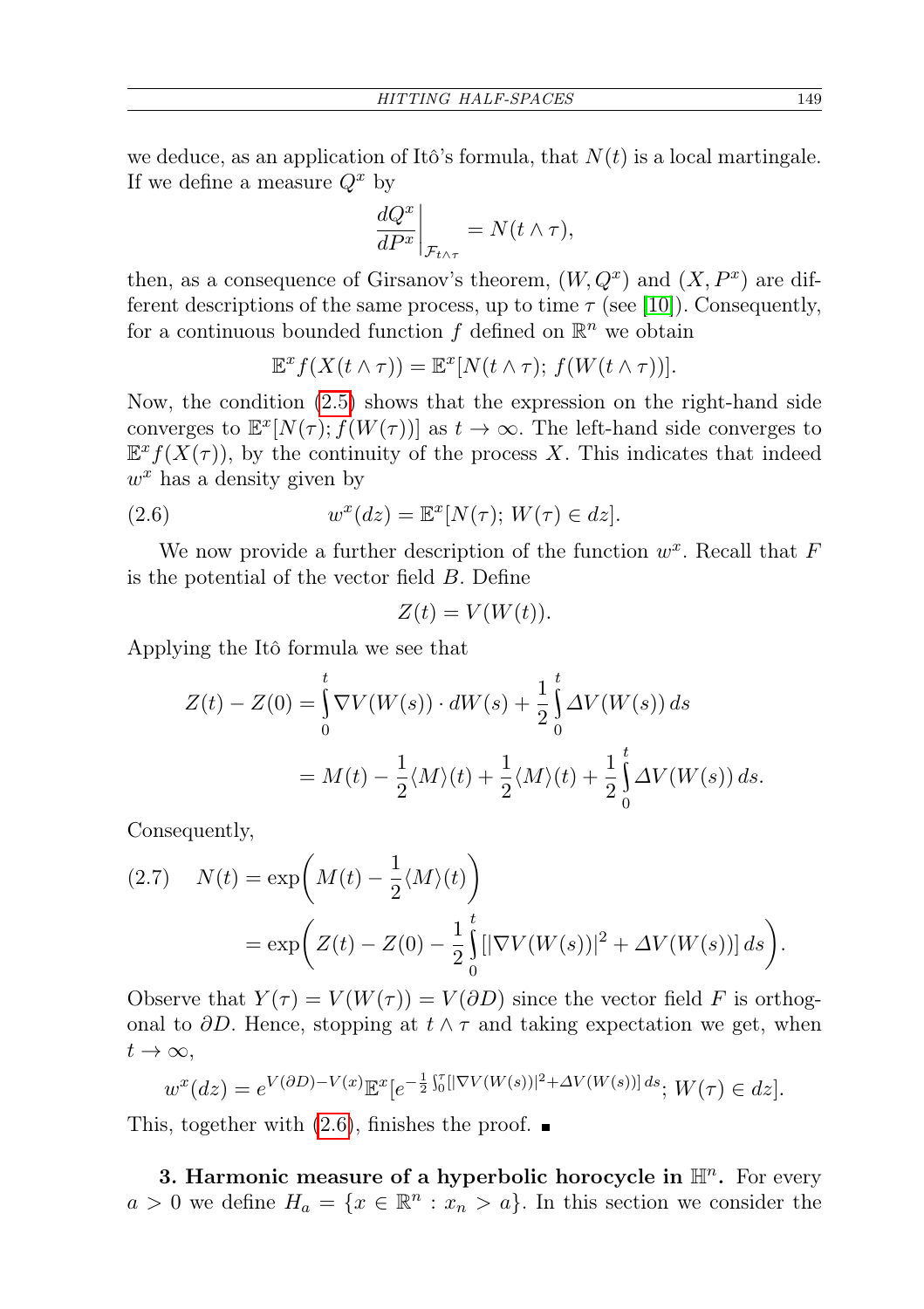we deduce, as an application of Itô's formula, that $N(t)$ is a local martingale. If we define a measure $Q^x$ by

$$\left.\frac{dQ^x}{dP^x}\right|_{\mathcal{F}_{t\wedge\tau}} = N(t\wedge\tau),$$

then, as a consequence of Girsanov's theorem, $(W, Q^x)$ and $(X, P^x)$ are different descriptions of the same process, up to time $\tau$ (see [10]). Consequently, for a continuous bounded function $f$ defined on $\mathbb{R}^n$ we obtain

$$\mathbb{E}^x f(X(t\wedge\tau)) = \mathbb{E}^x[N(t\wedge\tau);\, f(W(t\wedge\tau))].$$

Now, the condition (2.5) shows that the expression on the right-hand side converges to $\mathbb{E}^x[N(\tau); f(W(\tau))]$ as $t\to\infty$. The left-hand side converges to $\mathbb{E}^x f(X(\tau))$, by the continuity of the process $X$. This indicates that indeed $w^x$ has a density given by

$$w^x(dz) = \mathbb{E}^x[N(\tau);\, W(\tau)\in dz]. \tag{2.6}$$

We now provide a further description of the function $w^x$. Recall that $F$ is the potential of the vector field $B$. Define

$$Z(t) = V(W(t)).$$

Applying the Itô formula we see that

$$\begin{aligned}
Z(t) - Z(0) &= \int_0^t \nabla V(W(s))\cdot dW(s) + \frac{1}{2}\int_0^t \Delta V(W(s))\,ds \\
&= M(t) - \frac{1}{2}\langle M\rangle(t) + \frac{1}{2}\langle M\rangle(t) + \frac{1}{2}\int_0^t \Delta V(W(s))\,ds.
\end{aligned}$$

Consequently,

$$\begin{aligned}
N(t) &= \exp\bigg(M(t) - \frac{1}{2}\langle M\rangle(t)\bigg) \\
&= \exp\bigg(Z(t) - Z(0) - \frac{1}{2}\int_0^t [|\nabla V(W(s))|^2 + \Delta V(W(s))]\,ds\bigg).
\end{aligned} \tag{2.7}$$

Observe that $Y(\tau) = V(W(\tau)) = V(\partial D)$ since the vector field $F$ is orthogonal to $\partial D$. Hence, stopping at $t\wedge\tau$ and taking expectation we get, when $t\to\infty$,

$$w^x(dz) = e^{V(\partial D)-V(x)}\mathbb{E}^x[e^{-\frac{1}{2}\int_0^\tau[|\nabla V(W(s))|^2+\Delta V(W(s))]\,ds};\, W(\tau)\in dz].$$

This, together with (2.6), finishes the proof. ∎

**3. Harmonic measure of a hyperbolic horocycle in $\mathbb{H}^n$.** For every $a>0$ we define $H_a = \{x\in\mathbb{R}^n : x_n > a\}$. In this section we consider the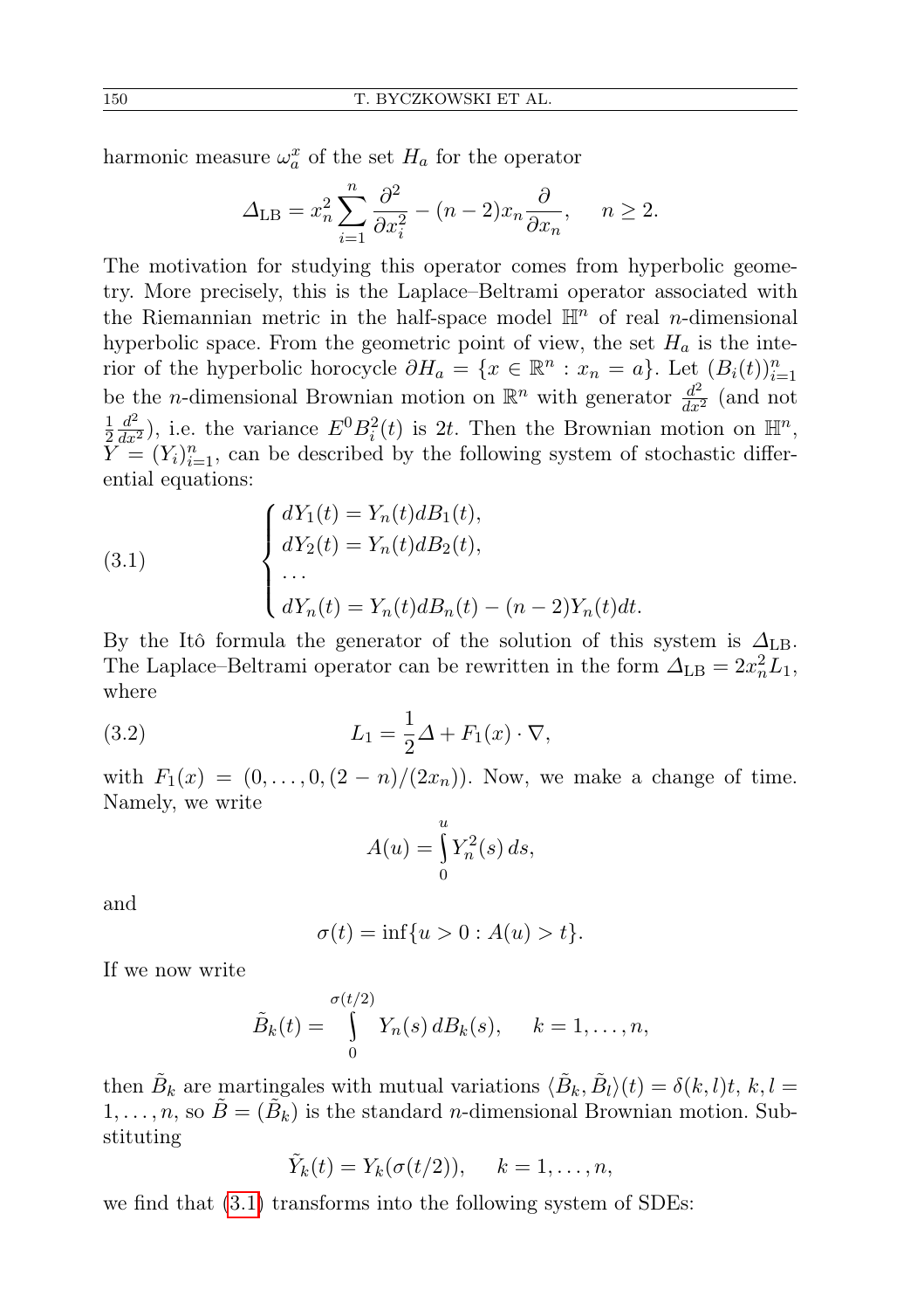harmonic measure $\omega_a^x$ of the set $H_a$ for the operator

$$\Delta_{\mathrm{LB}} = x_n^2 \sum_{i=1}^{n} \frac{\partial^2}{\partial x_i^2} - (n-2)x_n \frac{\partial}{\partial x_n}, \qquad n \geq 2.$$

The motivation for studying this operator comes from hyperbolic geometry. More precisely, this is the Laplace–Beltrami operator associated with the Riemannian metric in the half-space model $\mathbb{H}^n$ of real $n$-dimensional hyperbolic space. From the geometric point of view, the set $H_a$ is the interior of the hyperbolic horocycle $\partial H_a = \{x \in \mathbb{R}^n : x_n = a\}$. Let $(B_i(t))_{i=1}^n$ be the $n$-dimensional Brownian motion on $\mathbb{R}^n$ with generator $\frac{d^2}{dx^2}$ (and not $\frac{1}{2}\frac{d^2}{dx^2}$), i.e. the variance $E^0 B_i^2(t)$ is $2t$. Then the Brownian motion on $\mathbb{H}^n$, $Y = (Y_i)_{i=1}^n$, can be described by the following system of stochastic differential equations:

$$\begin{cases} dY_1(t) = Y_n(t) dB_1(t), \\ dY_2(t) = Y_n(t) dB_2(t), \\ \dots \\ dY_n(t) = Y_n(t) dB_n(t) - (n-2)Y_n(t)dt. \end{cases} \tag{3.1}$$

By the Itô formula the generator of the solution of this system is $\Delta_{\mathrm{LB}}$. The Laplace–Beltrami operator can be rewritten in the form $\Delta_{\mathrm{LB}} = 2x_n^2 L_1$, where

$$L_1 = \frac{1}{2}\Delta + F_1(x) \cdot \nabla, \tag{3.2}$$

with $F_1(x) = (0, \dots, 0, (2-n)/(2x_n))$. Now, we make a change of time. Namely, we write

$$A(u) = \int_0^u Y_n^2(s)\, ds,$$

and

$$\sigma(t) = \inf\{u > 0 : A(u) > t\}.$$

If we now write

$$\tilde{B}_k(t) = \int_0^{\sigma(t/2)} Y_n(s)\, dB_k(s), \qquad k = 1, \dots, n,$$

then $\tilde{B}_k$ are martingales with mutual variations $\langle \tilde{B}_k, \tilde{B}_l \rangle(t) = \delta(k,l)t$, $k, l = 1, \dots, n$, so $\tilde{B} = (\tilde{B}_k)$ is the standard $n$-dimensional Brownian motion. Substituting

$$\tilde{Y}_k(t) = Y_k(\sigma(t/2)), \qquad k = 1, \dots, n,$$

we find that (3.1) transforms into the following system of SDEs: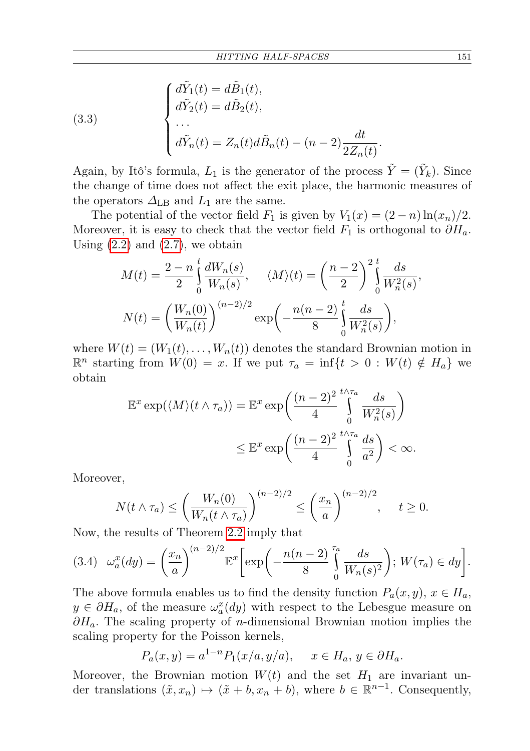$$
\begin{cases}
d\tilde{Y}_1(t) = d\tilde{B}_1(t), \\
d\tilde{Y}_2(t) = d\tilde{B}_2(t), \\
\dots \\
d\tilde{Y}_n(t) = Z_n(t)d\tilde{B}_n(t) - (n-2)\dfrac{dt}{2Z_n(t)}.
\end{cases}
\tag{3.3}
$$

Again, by Itô's formula, $L_1$ is the generator of the process $\tilde{Y} = (\tilde{Y}_k)$. Since the change of time does not affect the exit place, the harmonic measures of the operators $\Delta_{\mathrm{LB}}$ and $L_1$ are the same.

The potential of the vector field $F_1$ is given by $V_1(x) = (2-n)\ln(x_n)/2$. Moreover, it is easy to check that the vector field $F_1$ is orthogonal to $\partial H_a$. Using (2.2) and (2.7), we obtain

$$
M(t) = \frac{2-n}{2}\int_0^t \frac{dW_n(s)}{W_n(s)}, \qquad \langle M\rangle(t) = \left(\frac{n-2}{2}\right)^2 \int_0^t \frac{ds}{W_n^2(s)},
$$

$$
N(t) = \left(\frac{W_n(0)}{W_n(t)}\right)^{(n-2)/2} \exp\left(-\frac{n(n-2)}{8}\int_0^t \frac{ds}{W_n^2(s)}\right),
$$

where $W(t) = (W_1(t), \dots, W_n(t))$ denotes the standard Brownian motion in $\mathbb{R}^n$ starting from $W(0) = x$. If we put $\tau_a = \inf\{t > 0 : W(t) \notin H_a\}$ we obtain

$$
\begin{aligned}
\mathbb{E}^x \exp(\langle M\rangle(t\wedge\tau_a)) &= \mathbb{E}^x \exp\left(\frac{(n-2)^2}{4}\int_0^{t\wedge\tau_a} \frac{ds}{W_n^2(s)}\right) \\
&\le \mathbb{E}^x \exp\left(\frac{(n-2)^2}{4}\int_0^{t\wedge\tau_a} \frac{ds}{a^2}\right) < \infty.
\end{aligned}
$$

Moreover,

$$
N(t\wedge\tau_a) \le \left(\frac{W_n(0)}{W_n(t\wedge\tau_a)}\right)^{(n-2)/2} \le \left(\frac{x_n}{a}\right)^{(n-2)/2}, \qquad t \ge 0.
$$

Now, the results of Theorem 2.2 imply that

$$
\omega_a^x(dy) = \left(\frac{x_n}{a}\right)^{(n-2)/2} \mathbb{E}^x\left[\exp\left(-\frac{n(n-2)}{8}\int_0^{\tau_a} \frac{ds}{W_n(s)^2}\right); W(\tau_a) \in dy\right].
\tag{3.4}
$$

The above formula enables us to find the density function $P_a(x,y)$, $x \in H_a$, $y \in \partial H_a$, of the measure $\omega_a^x(dy)$ with respect to the Lebesgue measure on $\partial H_a$. The scaling property of $n$-dimensional Brownian motion implies the scaling property for the Poisson kernels,

$$
P_a(x,y) = a^{1-n} P_1(x/a, y/a), \qquad x \in H_a,\ y \in \partial H_a.
$$

Moreover, the Brownian motion $W(t)$ and the set $H_1$ are invariant under translations $(\tilde{x}, x_n) \mapsto (\tilde{x} + b, x_n + b)$, where $b \in \mathbb{R}^{n-1}$. Consequently,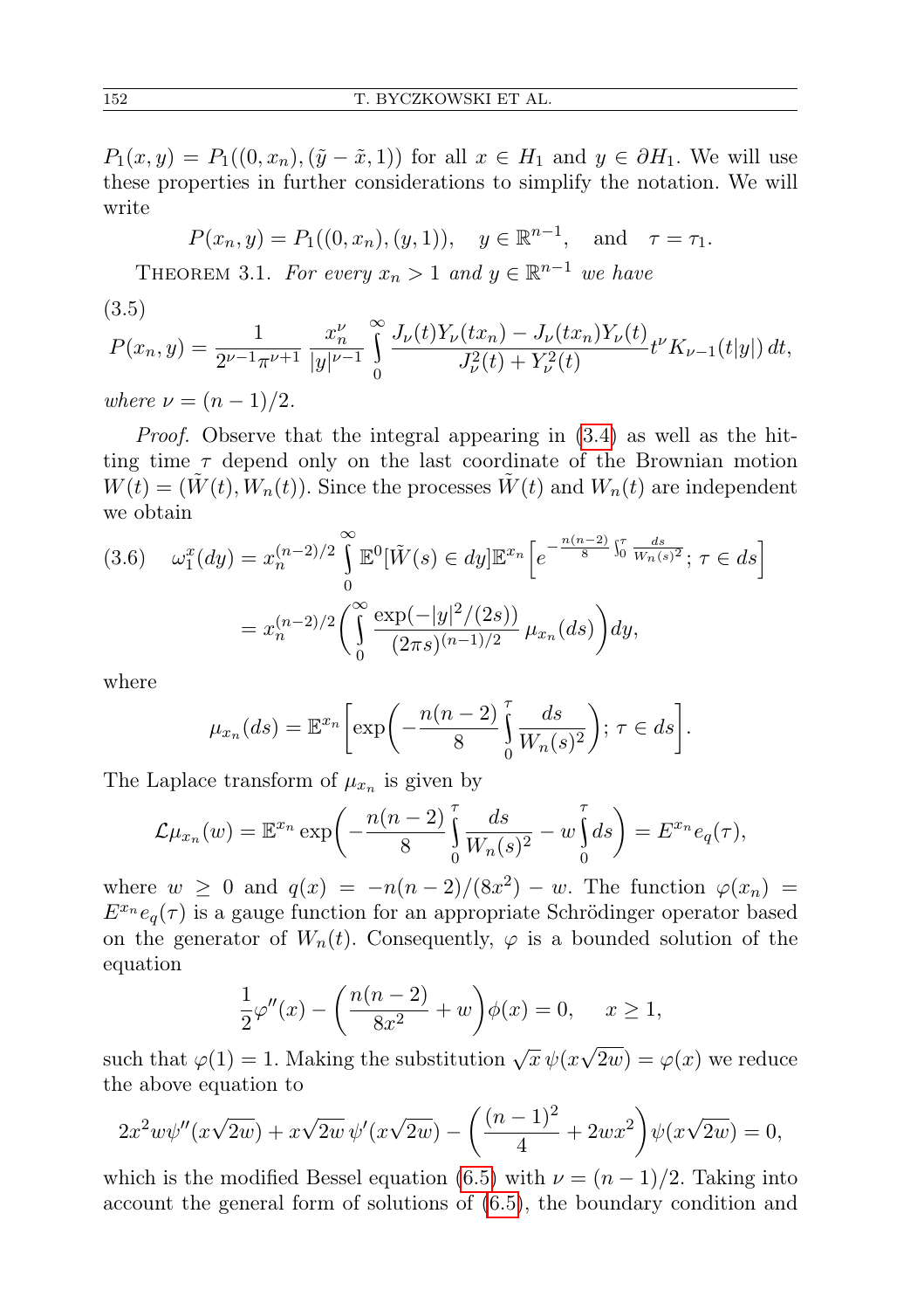$P_1(x,y) = P_1((0,x_n),(\tilde{y}-\tilde{x},1))$ for all $x \in H_1$ and $y \in \partial H_1$. We will use these properties in further considerations to simplify the notation. We will write

$$P(x_n, y) = P_1((0,x_n),(y,1)), \quad y \in \mathbb{R}^{n-1}, \quad \text{and} \quad \tau = \tau_1.$$

THEOREM 3.1. *For every $x_n > 1$ and $y \in \mathbb{R}^{n-1}$ we have*

(3.5)
$$P(x_n, y) = \frac{1}{2^{\nu-1}\pi^{\nu+1}} \frac{x_n^\nu}{|y|^{\nu-1}} \int_0^\infty \frac{J_\nu(t)Y_\nu(tx_n) - J_\nu(tx_n)Y_\nu(t)}{J_\nu^2(t) + Y_\nu^2(t)} t^\nu K_{\nu-1}(t|y|)\, dt,$$

*where $\nu = (n-1)/2$.*

*Proof.* Observe that the integral appearing in (3.4) as well as the hitting time $\tau$ depend only on the last coordinate of the Brownian motion $W(t) = (\tilde{W}(t), W_n(t))$. Since the processes $\tilde{W}(t)$ and $W_n(t)$ are independent we obtain

$$\begin{aligned}
(3.6) \quad \omega_1^x(dy) &= x_n^{(n-2)/2} \int_0^\infty \mathbb{E}^0[\tilde{W}(s) \in dy]\mathbb{E}^{x_n}\Big[e^{-\frac{n(n-2)}{8}\int_0^\tau \frac{ds}{W_n(s)^2}}; \tau \in ds\Big] \\
&= x_n^{(n-2)/2} \bigg(\int_0^\infty \frac{\exp(-|y|^2/(2s))}{(2\pi s)^{(n-1)/2}}\, \mu_{x_n}(ds)\bigg) dy,
\end{aligned}$$

where

$$\mu_{x_n}(ds) = \mathbb{E}^{x_n}\bigg[\exp\bigg(-\frac{n(n-2)}{8}\int_0^\tau \frac{ds}{W_n(s)^2}\bigg); \tau \in ds\bigg].$$

The Laplace transform of $\mu_{x_n}$ is given by

$$\mathcal{L}\mu_{x_n}(w) = \mathbb{E}^{x_n} \exp\bigg(-\frac{n(n-2)}{8}\int_0^\tau \frac{ds}{W_n(s)^2} - w\int_0^\tau ds\bigg) = E^{x_n} e_q(\tau),$$

where $w \geq 0$ and $q(x) = -n(n-2)/(8x^2) - w$. The function $\varphi(x_n) = E^{x_n} e_q(\tau)$ is a gauge function for an appropriate Schrödinger operator based on the generator of $W_n(t)$. Consequently, $\varphi$ is a bounded solution of the equation

$$\frac{1}{2}\varphi''(x) - \bigg(\frac{n(n-2)}{8x^2} + w\bigg)\phi(x) = 0, \quad x \geq 1,$$

such that $\varphi(1) = 1$. Making the substitution $\sqrt{x}\, \psi(x\sqrt{2w}) = \varphi(x)$ we reduce the above equation to

$$2x^2 w \psi''(x\sqrt{2w}) + x\sqrt{2w}\, \psi'(x\sqrt{2w}) - \bigg(\frac{(n-1)^2}{4} + 2wx^2\bigg)\psi(x\sqrt{2w}) = 0,$$

which is the modified Bessel equation (6.5) with $\nu = (n-1)/2$. Taking into account the general form of solutions of (6.5), the boundary condition and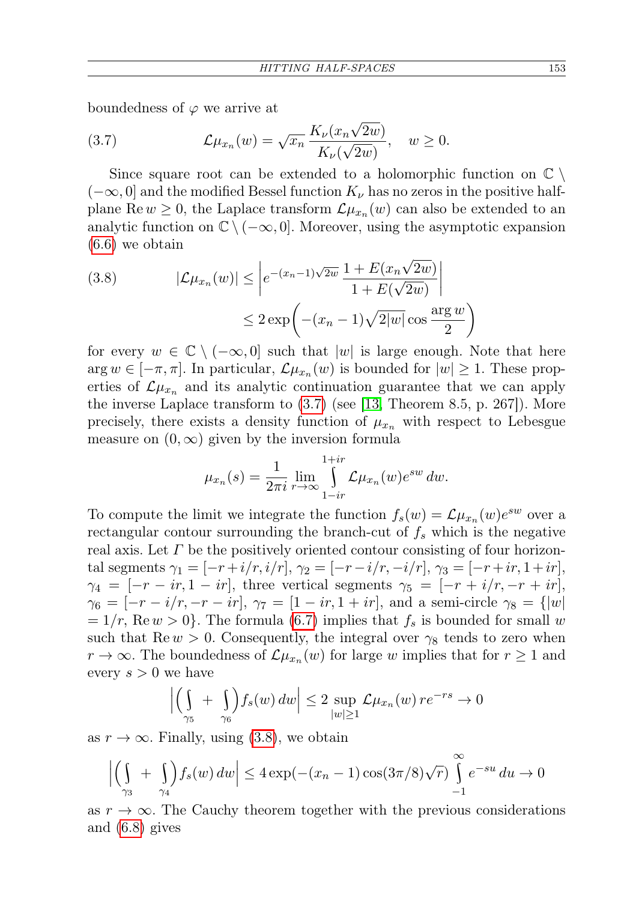boundedness of $\varphi$ we arrive at

$$\mathcal{L}\mu_{x_n}(w) = \sqrt{x_n}\,\frac{K_\nu(x_n\sqrt{2w})}{K_\nu(\sqrt{2w})}, \quad w \geq 0. \tag{3.7}$$

Since square root can be extended to a holomorphic function on $\mathbb{C} \setminus (-\infty, 0]$ and the modified Bessel function $K_\nu$ has no zeros in the positive half-plane $\operatorname{Re} w \geq 0$, the Laplace transform $\mathcal{L}\mu_{x_n}(w)$ can also be extended to an analytic function on $\mathbb{C} \setminus (-\infty, 0]$. Moreover, using the asymptotic expansion (6.6) we obtain

$$\begin{aligned} |\mathcal{L}\mu_{x_n}(w)| &\leq \left| e^{-(x_n-1)\sqrt{2w}}\,\frac{1+E(x_n\sqrt{2w})}{1+E(\sqrt{2w})}\right| \\ &\leq 2\exp\left(-(x_n-1)\sqrt{2|w|}\cos\frac{\arg w}{2}\right) \end{aligned} \tag{3.8}$$

for every $w \in \mathbb{C} \setminus (-\infty, 0]$ such that $|w|$ is large enough. Note that here $\arg w \in [-\pi, \pi]$. In particular, $\mathcal{L}\mu_{x_n}(w)$ is bounded for $|w| \geq 1$. These properties of $\mathcal{L}\mu_{x_n}$ and its analytic continuation guarantee that we can apply the inverse Laplace transform to (3.7) (see [13, Theorem 8.5, p. 267]). More precisely, there exists a density function of $\mu_{x_n}$ with respect to Lebesgue measure on $(0, \infty)$ given by the inversion formula

$$\mu_{x_n}(s) = \frac{1}{2\pi i}\lim_{r\to\infty}\int_{1-ir}^{1+ir} \mathcal{L}\mu_{x_n}(w)e^{sw}\,dw.$$

To compute the limit we integrate the function $f_s(w) = \mathcal{L}\mu_{x_n}(w)e^{sw}$ over a rectangular contour surrounding the branch-cut of $f_s$ which is the negative real axis. Let $\Gamma$ be the positively oriented contour consisting of four horizontal segments $\gamma_1 = [-r+i/r, i/r]$, $\gamma_2 = [-r-i/r, -i/r]$, $\gamma_3 = [-r+ir, 1+ir]$, $\gamma_4 = [-r-ir, 1-ir]$, three vertical segments $\gamma_5 = [-r+i/r, -r+ir]$, $\gamma_6 = [-r-i/r, -r-ir]$, $\gamma_7 = [1-ir, 1+ir]$, and a semi-circle $\gamma_8 = \{|w| = 1/r, \operatorname{Re} w > 0\}$. The formula (6.7) implies that $f_s$ is bounded for small $w$ such that $\operatorname{Re} w > 0$. Consequently, the integral over $\gamma_8$ tends to zero when $r \to \infty$. The boundedness of $\mathcal{L}\mu_{x_n}(w)$ for large $w$ implies that for $r \geq 1$ and every $s > 0$ we have

$$\left|\left(\int_{\gamma_5} + \int_{\gamma_6}\right) f_s(w)\,dw\right| \leq 2\sup_{|w|\geq 1} \mathcal{L}\mu_{x_n}(w)\,re^{-rs} \to 0$$

as $r \to \infty$. Finally, using (3.8), we obtain

$$\left|\left(\int_{\gamma_3} + \int_{\gamma_4}\right) f_s(w)\,dw\right| \leq 4\exp(-(x_n-1)\cos(3\pi/8)\sqrt{r})\int_{-1}^{\infty} e^{-su}\,du \to 0$$

as $r \to \infty$. The Cauchy theorem together with the previous considerations and (6.8) gives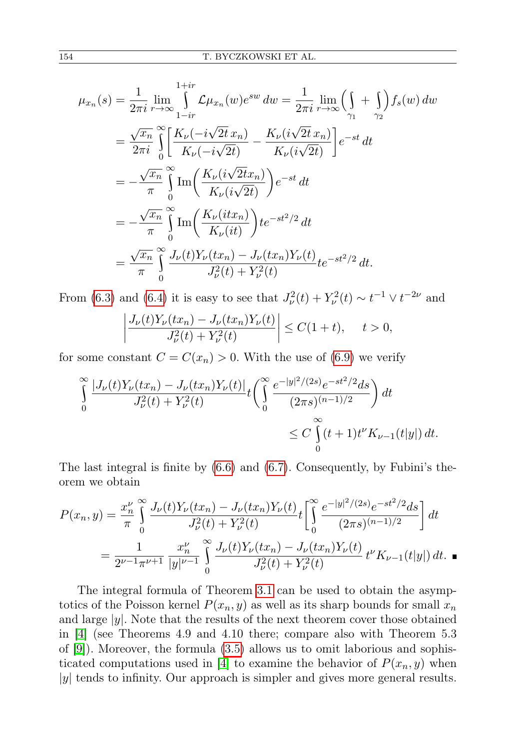$$\begin{aligned}
\mu_{x_n}(s) &= \frac{1}{2\pi i}\lim_{r\to\infty}\int\limits_{1-ir}^{1+ir}\mathcal{L}\mu_{x_n}(w)e^{sw}\,dw = \frac{1}{2\pi i}\lim_{r\to\infty}\Big(\int\limits_{\gamma_1}+\int\limits_{\gamma_2}\Big)f_s(w)\,dw \\
&= \frac{\sqrt{x_n}}{2\pi i}\int\limits_0^\infty\left[\frac{K_\nu(-i\sqrt{2t}\,x_n)}{K_\nu(-i\sqrt{2t})}-\frac{K_\nu(i\sqrt{2t}\,x_n)}{K_\nu(i\sqrt{2t})}\right]e^{-st}\,dt \\
&= -\frac{\sqrt{x_n}}{\pi}\int\limits_0^\infty \mathrm{Im}\left(\frac{K_\nu(i\sqrt{2t}x_n)}{K_\nu(i\sqrt{2t})}\right)e^{-st}\,dt \\
&= -\frac{\sqrt{x_n}}{\pi}\int\limits_0^\infty \mathrm{Im}\left(\frac{K_\nu(itx_n)}{K_\nu(it)}\right)te^{-st^2/2}\,dt \\
&= \frac{\sqrt{x_n}}{\pi}\int\limits_0^\infty \frac{J_\nu(t)Y_\nu(tx_n)-J_\nu(tx_n)Y_\nu(t)}{J_\nu^2(t)+Y_\nu^2(t)}te^{-st^2/2}\,dt.
\end{aligned}$$

From (6.3) and (6.4) it is easy to see that $J_\nu^2(t)+Y_\nu^2(t)\sim t^{-1}\vee t^{-2\nu}$ and

$$\left|\frac{J_\nu(t)Y_\nu(tx_n)-J_\nu(tx_n)Y_\nu(t)}{J_\nu^2(t)+Y_\nu^2(t)}\right|\le C(1+t),\qquad t>0,$$

for some constant $C=C(x_n)>0$. With the use of (6.9) we verify

$$\int\limits_0^\infty \frac{|J_\nu(t)Y_\nu(tx_n)-J_\nu(tx_n)Y_\nu(t)|}{J_\nu^2(t)+Y_\nu^2(t)}t\left(\int\limits_0^\infty\frac{e^{-|y|^2/(2s)}e^{-st^2/2}ds}{(2\pi s)^{(n-1)/2}}\right)dt \\
\le C\int\limits_0^\infty (t+1)t^\nu K_{\nu-1}(t|y|)\,dt.$$

The last integral is finite by (6.6) and (6.7). Consequently, by Fubini's theorem we obtain

$$\begin{aligned}
P(x_n,y) &= \frac{x_n^\nu}{\pi}\int\limits_0^\infty\frac{J_\nu(t)Y_\nu(tx_n)-J_\nu(tx_n)Y_\nu(t)}{J_\nu^2(t)+Y_\nu^2(t)}t\left[\int\limits_0^\infty\frac{e^{-|y|^2/(2s)}e^{-st^2/2}ds}{(2\pi s)^{(n-1)/2}}\right]dt \\
&= \frac{1}{2^{\nu-1}\pi^{\nu+1}}\,\frac{x_n^\nu}{|y|^{\nu-1}}\int\limits_0^\infty\frac{J_\nu(t)Y_\nu(tx_n)-J_\nu(tx_n)Y_\nu(t)}{J_\nu^2(t)+Y_\nu^2(t)}\,t^\nu K_{\nu-1}(t|y|)\,dt. \quad\blacksquare
\end{aligned}$$

The integral formula of Theorem 3.1 can be used to obtain the asymptotics of the Poisson kernel $P(x_n,y)$ as well as its sharp bounds for small $x_n$ and large $|y|$. Note that the results of the next theorem cover those obtained in [4] (see Theorems 4.9 and 4.10 there; compare also with Theorem 5.3 of [9]). Moreover, the formula (3.5) allows us to omit laborious and sophisticated computations used in [4] to examine the behavior of $P(x_n,y)$ when $|y|$ tends to infinity. Our approach is simpler and gives more general results.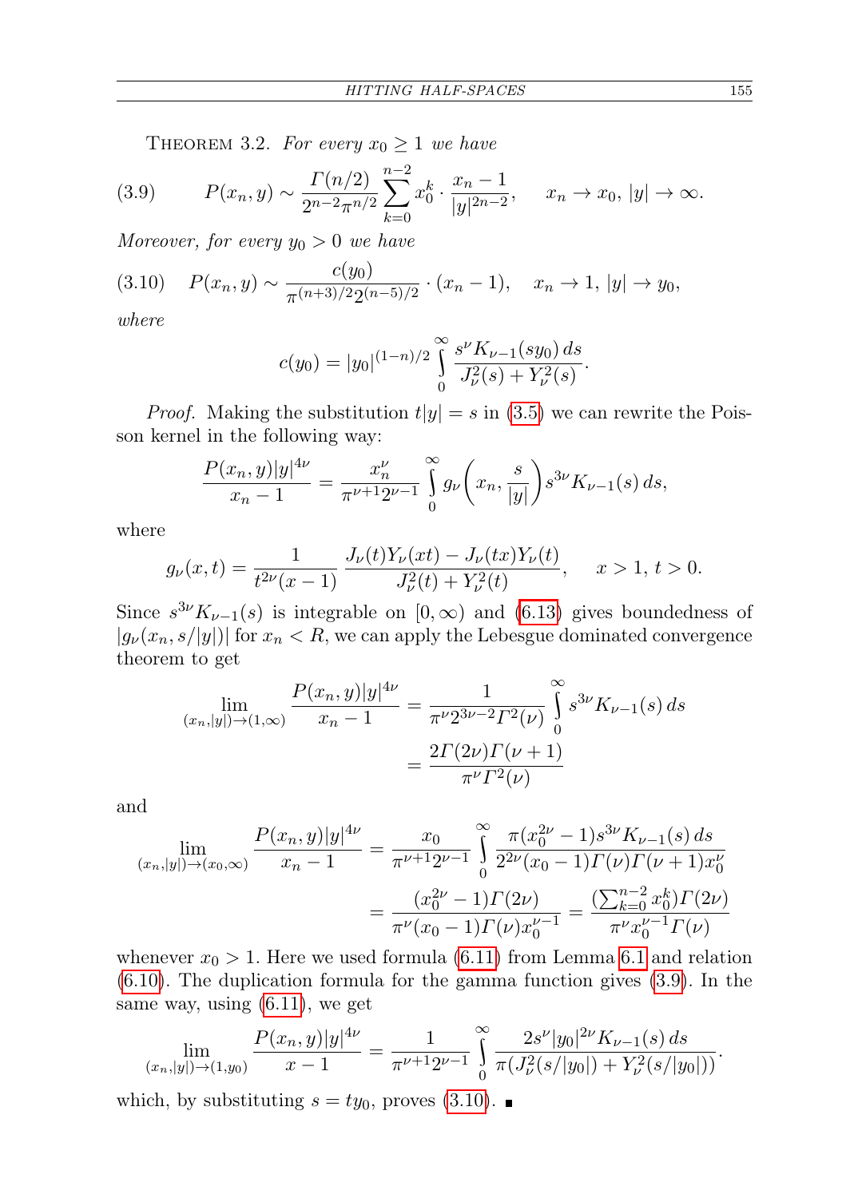THEOREM 3.2. *For every $x_0 \geq 1$ we have*

$$P(x_n, y) \sim \frac{\Gamma(n/2)}{2^{n-2}\pi^{n/2}} \sum_{k=0}^{n-2} x_0^k \cdot \frac{x_n - 1}{|y|^{2n-2}}, \qquad x_n \to x_0,\ |y| \to \infty. \tag{3.9}$$

*Moreover, for every $y_0 > 0$ we have*

$$P(x_n, y) \sim \frac{c(y_0)}{\pi^{(n+3)/2} 2^{(n-5)/2}} \cdot (x_n - 1), \quad x_n \to 1,\ |y| \to y_0, \tag{3.10}$$

*where*

$$c(y_0) = |y_0|^{(1-n)/2} \int_0^\infty \frac{s^\nu K_{\nu-1}(s y_0)\, ds}{J_\nu^2(s) + Y_\nu^2(s)}.$$

*Proof.* Making the substitution $t|y| = s$ in (3.5) we can rewrite the Poisson kernel in the following way:

$$\frac{P(x_n, y)|y|^{4\nu}}{x_n - 1} = \frac{x_n^\nu}{\pi^{\nu+1} 2^{\nu-1}} \int_0^\infty g_\nu\bigg(x_n, \frac{s}{|y|}\bigg) s^{3\nu} K_{\nu-1}(s)\, ds,$$

where

$$g_\nu(x, t) = \frac{1}{t^{2\nu}(x-1)} \, \frac{J_\nu(t) Y_\nu(xt) - J_\nu(tx) Y_\nu(t)}{J_\nu^2(t) + Y_\nu^2(t)}, \qquad x > 1,\ t > 0.$$

Since $s^{3\nu} K_{\nu-1}(s)$ is integrable on $[0, \infty)$ and (6.13) gives boundedness of $|g_\nu(x_n, s/|y|)|$ for $x_n < R$, we can apply the Lebesgue dominated convergence theorem to get

$$\begin{aligned}
\lim_{(x_n, |y|) \to (1, \infty)} \frac{P(x_n, y)|y|^{4\nu}}{x_n - 1} &= \frac{1}{\pi^\nu 2^{3\nu-2} \Gamma^2(\nu)} \int_0^\infty s^{3\nu} K_{\nu-1}(s)\, ds \\
&= \frac{2\Gamma(2\nu)\Gamma(\nu+1)}{\pi^\nu \Gamma^2(\nu)}
\end{aligned}$$

and

$$\begin{aligned}
\lim_{(x_n, |y|) \to (x_0, \infty)} \frac{P(x_n, y)|y|^{4\nu}}{x_n - 1} &= \frac{x_0}{\pi^{\nu+1} 2^{\nu-1}} \int_0^\infty \frac{\pi(x_0^{2\nu} - 1) s^{3\nu} K_{\nu-1}(s)\, ds}{2^{2\nu}(x_0 - 1)\Gamma(\nu)\Gamma(\nu+1) x_0^\nu} \\
&= \frac{(x_0^{2\nu} - 1)\Gamma(2\nu)}{\pi^\nu (x_0 - 1)\Gamma(\nu) x_0^{\nu-1}} = \frac{(\sum_{k=0}^{n-2} x_0^k)\Gamma(2\nu)}{\pi^\nu x_0^{\nu-1} \Gamma(\nu)}
\end{aligned}$$

whenever $x_0 > 1$. Here we used formula (6.11) from Lemma 6.1 and relation (6.10). The duplication formula for the gamma function gives (3.9). In the same way, using (6.11), we get

$$\lim_{(x_n, |y|) \to (1, y_0)} \frac{P(x_n, y)|y|^{4\nu}}{x - 1} = \frac{1}{\pi^{\nu+1} 2^{\nu-1}} \int_0^\infty \frac{2 s^\nu |y_0|^{2\nu} K_{\nu-1}(s)\, ds}{\pi(J_\nu^2(s/|y_0|) + Y_\nu^2(s/|y_0|))}.$$

which, by substituting $s = t y_0$, proves (3.10). ∎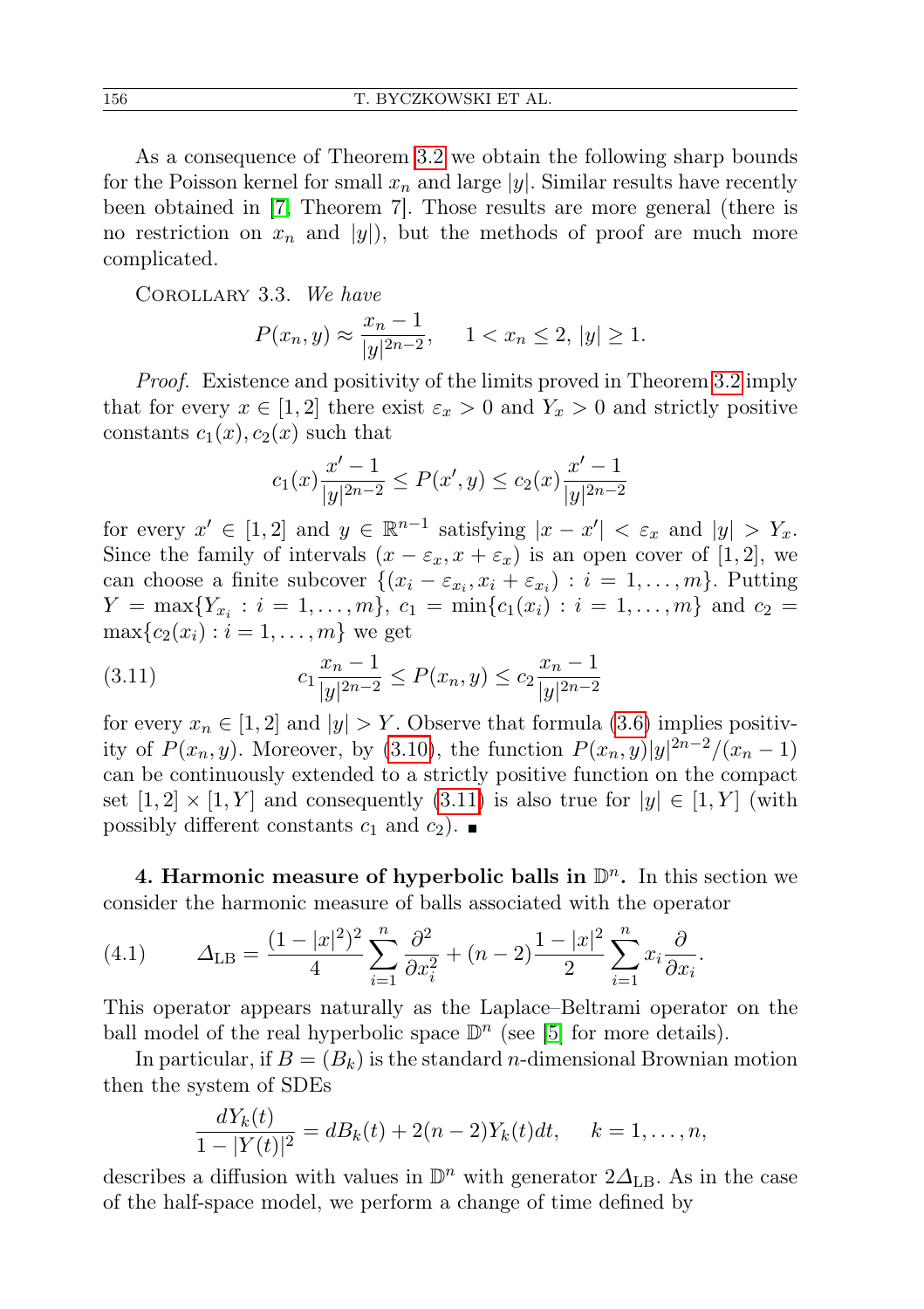As a consequence of Theorem 3.2 we obtain the following sharp bounds for the Poisson kernel for small $x_n$ and large $|y|$. Similar results have recently been obtained in [7, Theorem 7]. Those results are more general (there is no restriction on $x_n$ and $|y|$), but the methods of proof are much more complicated.

Corollary 3.3. *We have*

$$P(x_n, y) \approx \frac{x_n - 1}{|y|^{2n-2}}, \quad 1 < x_n \le 2,\ |y| \ge 1.$$

*Proof.* Existence and positivity of the limits proved in Theorem 3.2 imply that for every $x \in [1,2]$ there exist $\varepsilon_x > 0$ and $Y_x > 0$ and strictly positive constants $c_1(x), c_2(x)$ such that

$$c_1(x)\frac{x' - 1}{|y|^{2n-2}} \le P(x', y) \le c_2(x)\frac{x' - 1}{|y|^{2n-2}}$$

for every $x' \in [1,2]$ and $y \in \mathbb{R}^{n-1}$ satisfying $|x - x'| < \varepsilon_x$ and $|y| > Y_x$. Since the family of intervals $(x - \varepsilon_x, x + \varepsilon_x)$ is an open cover of $[1,2]$, we can choose a finite subcover $\{(x_i - \varepsilon_{x_i}, x_i + \varepsilon_{x_i}) : i = 1, \ldots, m\}$. Putting $Y = \max\{Y_{x_i} : i = 1, \ldots, m\}$, $c_1 = \min\{c_1(x_i) : i = 1, \ldots, m\}$ and $c_2 = \max\{c_2(x_i) : i = 1, \ldots, m\}$ we get

$$c_1 \frac{x_n - 1}{|y|^{2n-2}} \le P(x_n, y) \le c_2 \frac{x_n - 1}{|y|^{2n-2}} \tag{3.11}$$

for every $x_n \in [1,2]$ and $|y| > Y$. Observe that formula (3.6) implies positivity of $P(x_n, y)$. Moreover, by (3.10), the function $P(x_n, y)|y|^{2n-2}/(x_n - 1)$ can be continuously extended to a strictly positive function on the compact set $[1,2] \times [1,Y]$ and consequently (3.11) is also true for $|y| \in [1, Y]$ (with possibly different constants $c_1$ and $c_2$). ■

## 4. Harmonic measure of hyperbolic balls in $\mathbb{D}^n$.

In this section we consider the harmonic measure of balls associated with the operator

$$\Delta_{\text{LB}} = \frac{(1-|x|^2)^2}{4}\sum_{i=1}^{n}\frac{\partial^2}{\partial x_i^2} + (n-2)\frac{1-|x|^2}{2}\sum_{i=1}^{n} x_i \frac{\partial}{\partial x_i}. \tag{4.1}$$

This operator appears naturally as the Laplace–Beltrami operator on the ball model of the real hyperbolic space $\mathbb{D}^n$ (see [5] for more details).

In particular, if $B = (B_k)$ is the standard $n$-dimensional Brownian motion then the system of SDEs

$$\frac{dY_k(t)}{1 - |Y(t)|^2} = dB_k(t) + 2(n-2)Y_k(t)dt, \quad k = 1, \ldots, n,$$

describes a diffusion with values in $\mathbb{D}^n$ with generator $2\Delta_{\text{LB}}$. As in the case of the half-space model, we perform a change of time defined by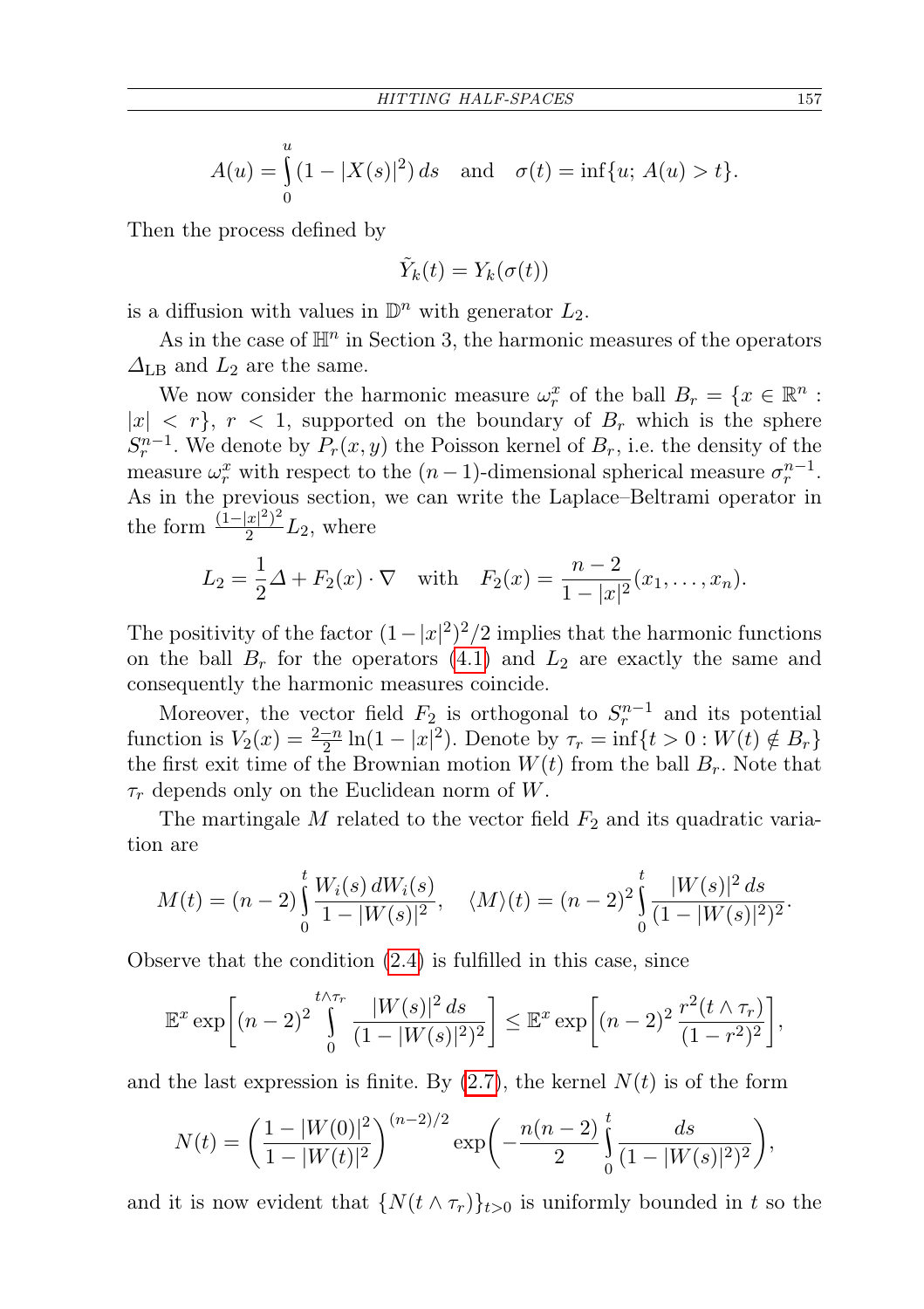$$A(u) = \int_0^u (1 - |X(s)|^2)\, ds \quad \text{and} \quad \sigma(t) = \inf\{u;\, A(u) > t\}.$$

Then the process defined by

$$\tilde{Y}_k(t) = Y_k(\sigma(t))$$

is a diffusion with values in $\mathbb{D}^n$ with generator $L_2$.

As in the case of $\mathbb{H}^n$ in Section 3, the harmonic measures of the operators $\Delta_{\mathrm{LB}}$ and $L_2$ are the same.

We now consider the harmonic measure $\omega_r^x$ of the ball $B_r = \{x \in \mathbb{R}^n : |x| < r\}$, $r < 1$, supported on the boundary of $B_r$ which is the sphere $S_r^{n-1}$. We denote by $P_r(x, y)$ the Poisson kernel of $B_r$, i.e. the density of the measure $\omega_r^x$ with respect to the $(n-1)$-dimensional spherical measure $\sigma_r^{n-1}$. As in the previous section, we can write the Laplace–Beltrami operator in the form $\frac{(1-|x|^2)^2}{2} L_2$, where

$$L_2 = \frac{1}{2}\Delta + F_2(x) \cdot \nabla \quad \text{with} \quad F_2(x) = \frac{n-2}{1-|x|^2}(x_1, \ldots, x_n).$$

The positivity of the factor $(1-|x|^2)^2/2$ implies that the harmonic functions on the ball $B_r$ for the operators (4.1) and $L_2$ are exactly the same and consequently the harmonic measures coincide.

Moreover, the vector field $F_2$ is orthogonal to $S_r^{n-1}$ and its potential function is $V_2(x) = \frac{2-n}{2} \ln(1 - |x|^2)$. Denote by $\tau_r = \inf\{t > 0 : W(t) \notin B_r\}$ the first exit time of the Brownian motion $W(t)$ from the ball $B_r$. Note that $\tau_r$ depends only on the Euclidean norm of $W$.

The martingale $M$ related to the vector field $F_2$ and its quadratic variation are

$$M(t) = (n-2)\int_0^t \frac{W_i(s)\, dW_i(s)}{1 - |W(s)|^2}, \quad \langle M\rangle(t) = (n-2)^2 \int_0^t \frac{|W(s)|^2\, ds}{(1-|W(s)|^2)^2}.$$

Observe that the condition (2.4) is fulfilled in this case, since

$$\mathbb{E}^x \exp\biggl[(n-2)^2 \int_0^{t\wedge\tau_r} \frac{|W(s)|^2\, ds}{(1-|W(s)|^2)^2}\biggr] \le \mathbb{E}^x \exp\biggl[(n-2)^2\, \frac{r^2(t\wedge\tau_r)}{(1-r^2)^2}\biggr],$$

and the last expression is finite. By (2.7), the kernel $N(t)$ is of the form

$$N(t) = \biggl(\frac{1-|W(0)|^2}{1-|W(t)|^2}\biggr)^{(n-2)/2} \exp\biggl(-\frac{n(n-2)}{2}\int_0^t \frac{ds}{(1-|W(s)|^2)^2}\biggr),$$

and it is now evident that $\{N(t\wedge\tau_r)\}_{t>0}$ is uniformly bounded in $t$ so the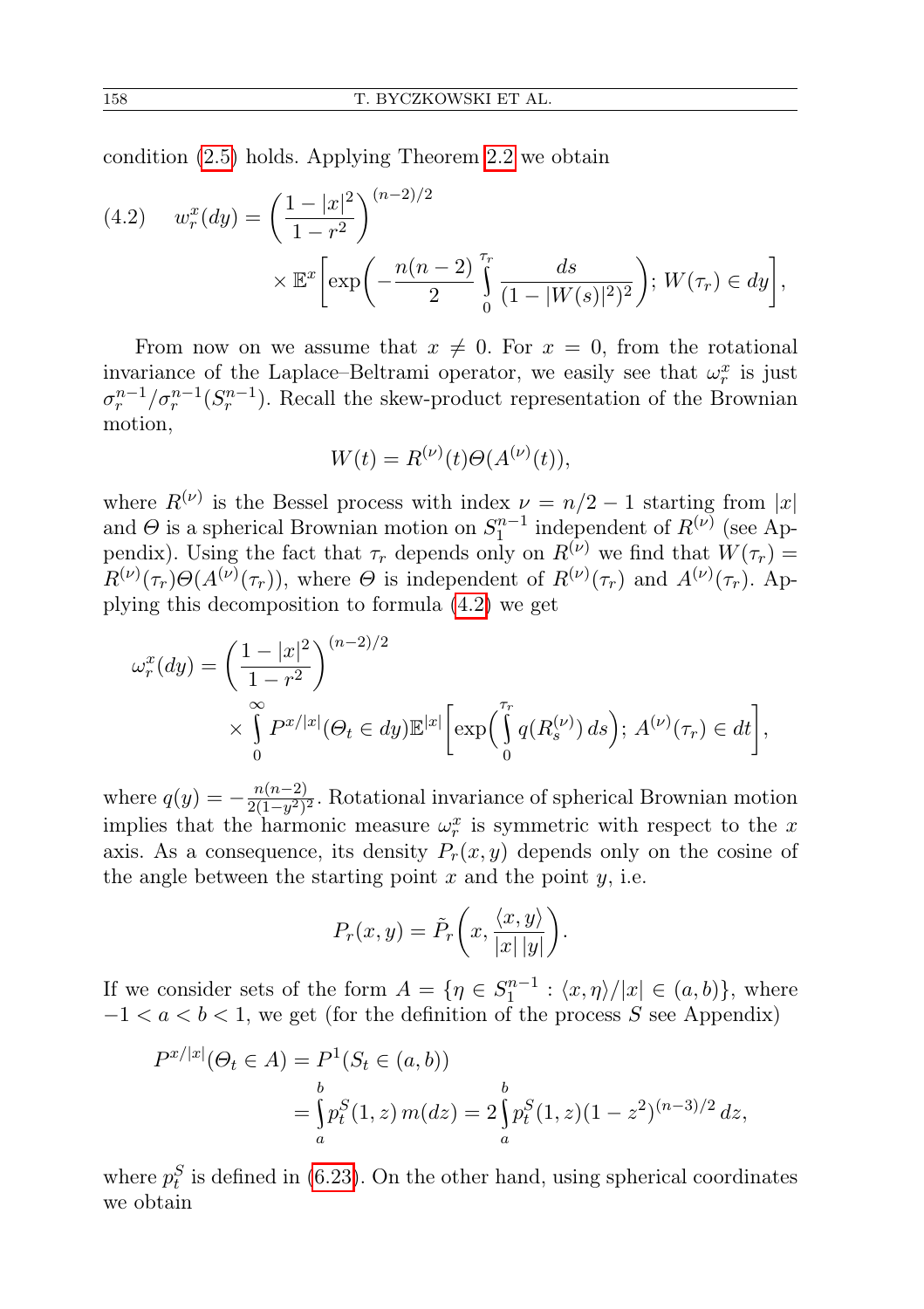condition (2.5) holds. Applying Theorem 2.2 we obtain

$$
\text{(4.2)} \quad w_r^x(dy) = \left(\frac{1-|x|^2}{1-r^2}\right)^{(n-2)/2} \times \mathbb{E}^x\bigg[\exp\bigg(-\frac{n(n-2)}{2}\int_0^{\tau_r}\frac{ds}{(1-|W(s)|^2)^2}\bigg);\, W(\tau_r)\in dy\bigg],
$$

From now on we assume that $x \neq 0$. For $x = 0$, from the rotational invariance of the Laplace–Beltrami operator, we easily see that $\omega_r^x$ is just $\sigma_r^{n-1}/\sigma_r^{n-1}(S_r^{n-1})$. Recall the skew-product representation of the Brownian motion,

$$
W(t) = R^{(\nu)}(t)\Theta(A^{(\nu)}(t)),
$$

where $R^{(\nu)}$ is the Bessel process with index $\nu = n/2 - 1$ starting from $|x|$ and $\Theta$ is a spherical Brownian motion on $S_1^{n-1}$ independent of $R^{(\nu)}$ (see Appendix). Using the fact that $\tau_r$ depends only on $R^{(\nu)}$ we find that $W(\tau_r) = R^{(\nu)}(\tau_r)\Theta(A^{(\nu)}(\tau_r))$, where $\Theta$ is independent of $R^{(\nu)}(\tau_r)$ and $A^{(\nu)}(\tau_r)$. Applying this decomposition to formula (4.2) we get

$$
\omega_r^x(dy) = \left(\frac{1-|x|^2}{1-r^2}\right)^{(n-2)/2} \times \int_0^\infty P^{x/|x|}(\Theta_t \in dy)\,\mathbb{E}^{|x|}\bigg[\exp\bigg(\int_0^{\tau_r} q(R_s^{(\nu)})\,ds\bigg);\, A^{(\nu)}(\tau_r)\in dt\bigg],
$$

where $q(y) = -\frac{n(n-2)}{2(1-y^2)^2}$. Rotational invariance of spherical Brownian motion implies that the harmonic measure $\omega_r^x$ is symmetric with respect to the $x$ axis. As a consequence, its density $P_r(x,y)$ depends only on the cosine of the angle between the starting point $x$ and the point $y$, i.e.

$$
P_r(x,y) = \tilde{P}_r\bigg(x, \frac{\langle x, y\rangle}{|x|\,|y|}\bigg).
$$

If we consider sets of the form $A = \{\eta \in S_1^{n-1} : \langle x, \eta\rangle/|x| \in (a,b)\}$, where $-1 < a < b < 1$, we get (for the definition of the process $S$ see Appendix)

$$
\begin{aligned}
P^{x/|x|}(\Theta_t \in A) &= P^1(S_t \in (a,b)) \\
&= \int_a^b p_t^S(1,z)\,m(dz) = 2\int_a^b p_t^S(1,z)(1-z^2)^{(n-3)/2}\,dz,
\end{aligned}
$$

where $p_t^S$ is defined in (6.23). On the other hand, using spherical coordinates we obtain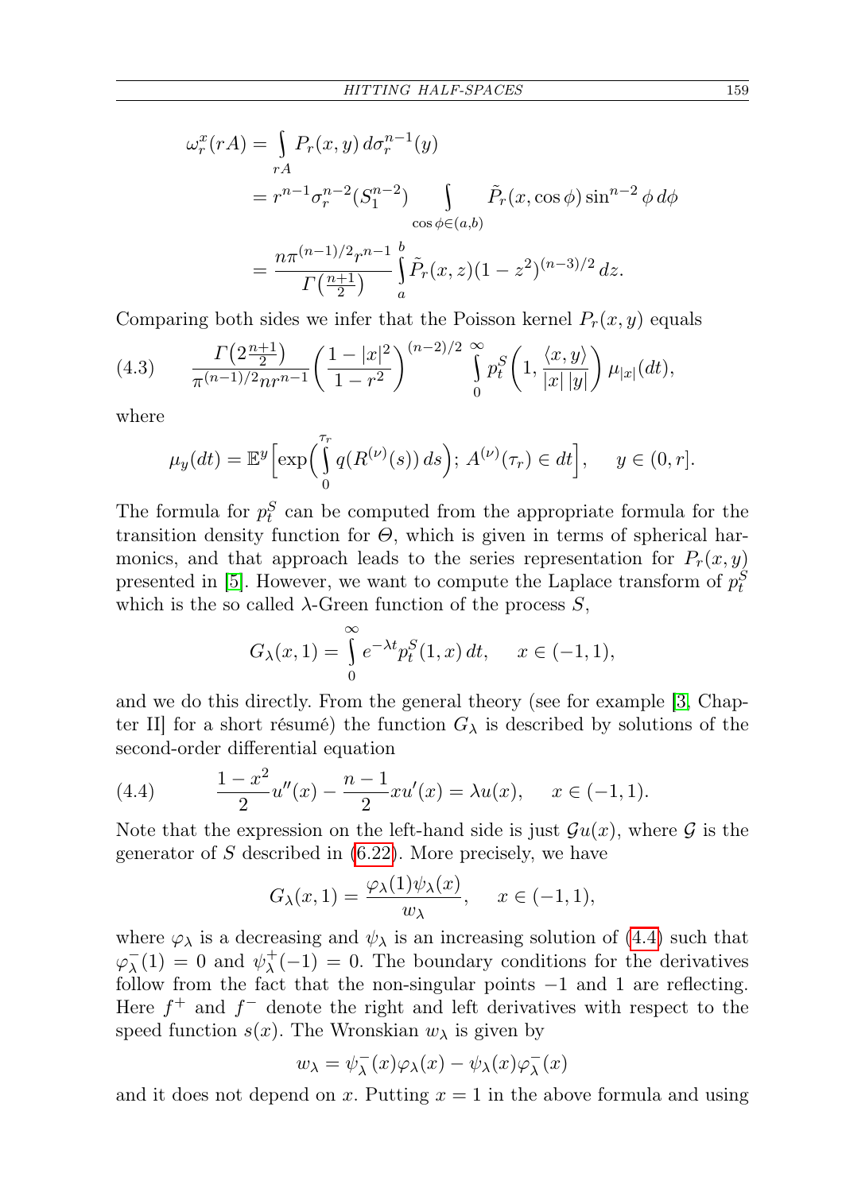$$
\begin{aligned}
\omega_r^x(rA) &= \int_{rA} P_r(x,y)\, d\sigma_r^{n-1}(y) \\
&= r^{n-1}\sigma_r^{n-2}(S_1^{n-2}) \int_{\cos\phi\in(a,b)} \tilde{P}_r(x,\cos\phi)\sin^{n-2}\phi\, d\phi \\
&= \frac{n\pi^{(n-1)/2}r^{n-1}}{\Gamma\left(\frac{n+1}{2}\right)} \int_a^b \tilde{P}_r(x,z)(1-z^2)^{(n-3)/2}\, dz.
\end{aligned}
$$

Comparing both sides we infer that the Poisson kernel $P_r(x,y)$ equals

$$
\frac{\Gamma\left(2\frac{n+1}{2}\right)}{\pi^{(n-1)/2}nr^{n-1}}\left(\frac{1-|x|^2}{1-r^2}\right)^{(n-2)/2}\int_0^\infty p_t^S\left(1,\frac{\langle x,y\rangle}{|x|\,|y|}\right)\mu_{|x|}(dt), \tag{4.3}
$$

where

$$
\mu_y(dt) = \mathbb{E}^y\Big[\exp\Big(\int_0^{\tau_r} q(R^{(\nu)}(s))\, ds\Big);\ A^{(\nu)}(\tau_r)\in dt\Big], \qquad y\in(0,r].
$$

The formula for $p_t^S$ can be computed from the appropriate formula for the transition density function for $\Theta$, which is given in terms of spherical harmonics, and that approach leads to the series representation for $P_r(x,y)$ presented in [5]. However, we want to compute the Laplace transform of $p_t^S$ which is the so called $\lambda$-Green function of the process $S$,

$$
G_\lambda(x,1) = \int_0^\infty e^{-\lambda t}p_t^S(1,x)\, dt, \qquad x\in(-1,1),
$$

and we do this directly. From the general theory (see for example [3, Chapter II] for a short résumé) the function $G_\lambda$ is described by solutions of the second-order differential equation

$$
\frac{1-x^2}{2}u''(x) - \frac{n-1}{2}xu'(x) = \lambda u(x), \qquad x\in(-1,1). \tag{4.4}
$$

Note that the expression on the left-hand side is just $\mathcal{G}u(x)$, where $\mathcal{G}$ is the generator of $S$ described in (6.22). More precisely, we have

$$
G_\lambda(x,1) = \frac{\varphi_\lambda(1)\psi_\lambda(x)}{w_\lambda}, \qquad x\in(-1,1),
$$

where $\varphi_\lambda$ is a decreasing and $\psi_\lambda$ is an increasing solution of (4.4) such that $\varphi_\lambda^-(1)=0$ and $\psi_\lambda^+(-1)=0$. The boundary conditions for the derivatives follow from the fact that the non-singular points $-1$ and $1$ are reflecting. Here $f^+$ and $f^-$ denote the right and left derivatives with respect to the speed function $s(x)$. The Wronskian $w_\lambda$ is given by

$$
w_\lambda = \psi_\lambda^-(x)\varphi_\lambda(x) - \psi_\lambda(x)\varphi_\lambda^-(x)
$$

and it does not depend on $x$. Putting $x=1$ in the above formula and using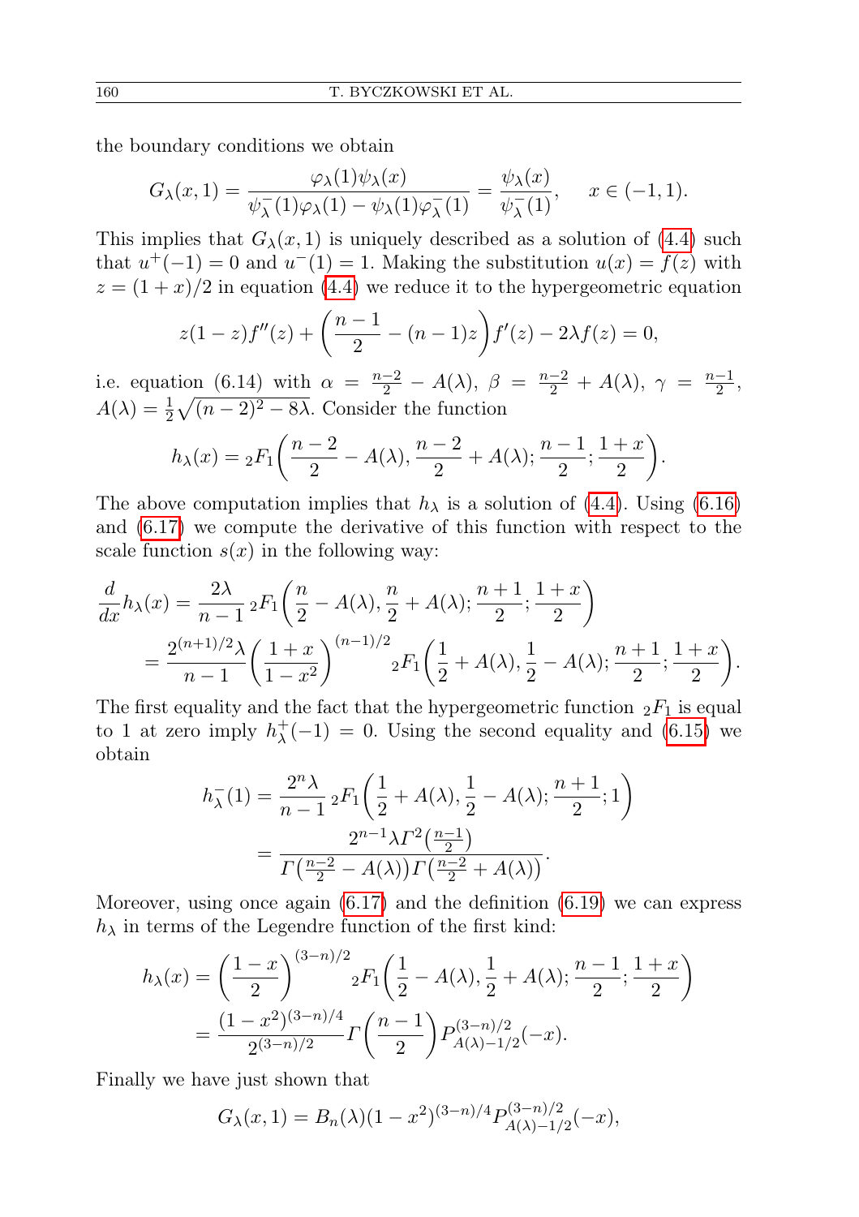the boundary conditions we obtain

$$G_\lambda(x,1) = \frac{\varphi_\lambda(1)\psi_\lambda(x)}{\psi_\lambda^-(1)\varphi_\lambda(1) - \psi_\lambda(1)\varphi_\lambda^-(1)} = \frac{\psi_\lambda(x)}{\psi_\lambda^-(1)}, \quad x \in (-1,1).$$

This implies that $G_\lambda(x,1)$ is uniquely described as a solution of (4.4) such that $u^+(-1) = 0$ and $u^-(1) = 1$. Making the substitution $u(x) = f(z)$ with $z = (1+x)/2$ in equation (4.4) we reduce it to the hypergeometric equation

$$z(1-z)f''(z) + \left(\frac{n-1}{2} - (n-1)z\right)f'(z) - 2\lambda f(z) = 0,$$

i.e. equation (6.14) with $\alpha = \frac{n-2}{2} - A(\lambda)$, $\beta = \frac{n-2}{2} + A(\lambda)$, $\gamma = \frac{n-1}{2}$, $A(\lambda) = \frac{1}{2}\sqrt{(n-2)^2 - 8\lambda}$. Consider the function

$$h_\lambda(x) = {}_2F_1\left(\frac{n-2}{2} - A(\lambda), \frac{n-2}{2} + A(\lambda); \frac{n-1}{2}; \frac{1+x}{2}\right).$$

The above computation implies that $h_\lambda$ is a solution of (4.4). Using (6.16) and (6.17) we compute the derivative of this function with respect to the scale function $s(x)$ in the following way:

$$\begin{aligned}
\frac{d}{dx}h_\lambda(x) &= \frac{2\lambda}{n-1}\,{}_2F_1\left(\frac{n}{2} - A(\lambda), \frac{n}{2} + A(\lambda); \frac{n+1}{2}; \frac{1+x}{2}\right) \\
&= \frac{2^{(n+1)/2}\lambda}{n-1}\left(\frac{1+x}{1-x^2}\right)^{(n-1)/2} {}_2F_1\left(\frac{1}{2} + A(\lambda), \frac{1}{2} - A(\lambda); \frac{n+1}{2}; \frac{1+x}{2}\right).
\end{aligned}$$

The first equality and the fact that the hypergeometric function ${}_2F_1$ is equal to 1 at zero imply $h_\lambda^+(-1) = 0$. Using the second equality and (6.15) we obtain

$$\begin{aligned}
h_\lambda^-(1) &= \frac{2^n\lambda}{n-1}\,{}_2F_1\left(\frac{1}{2} + A(\lambda), \frac{1}{2} - A(\lambda); \frac{n+1}{2}; 1\right) \\
&= \frac{2^{n-1}\lambda\Gamma^2\left(\frac{n-1}{2}\right)}{\Gamma\left(\frac{n-2}{2} - A(\lambda)\right)\Gamma\left(\frac{n-2}{2} + A(\lambda)\right)}.
\end{aligned}$$

Moreover, using once again (6.17) and the definition (6.19) we can express $h_\lambda$ in terms of the Legendre function of the first kind:

$$\begin{aligned}
h_\lambda(x) &= \left(\frac{1-x}{2}\right)^{(3-n)/2} {}_2F_1\left(\frac{1}{2} - A(\lambda), \frac{1}{2} + A(\lambda); \frac{n-1}{2}; \frac{1+x}{2}\right) \\
&= \frac{(1-x^2)^{(3-n)/4}}{2^{(3-n)/2}}\Gamma\left(\frac{n-1}{2}\right)P^{(3-n)/2}_{A(\lambda)-1/2}(-x).
\end{aligned}$$

Finally we have just shown that

$$G_\lambda(x,1) = B_n(\lambda)(1-x^2)^{(3-n)/4}P^{(3-n)/2}_{A(\lambda)-1/2}(-x),$$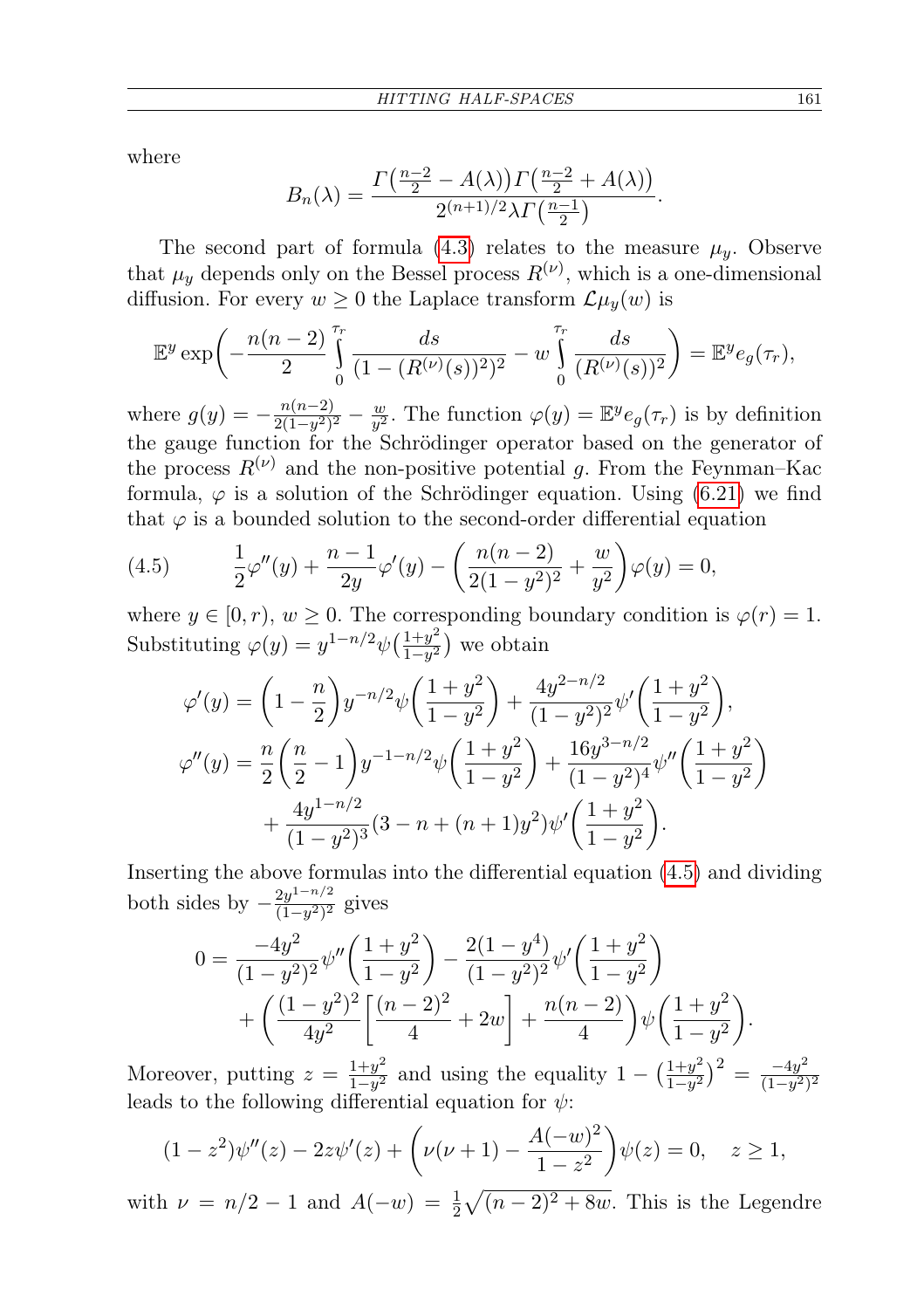where

$$B_n(\lambda) = \frac{\Gamma\left(\frac{n-2}{2} - A(\lambda)\right)\Gamma\left(\frac{n-2}{2} + A(\lambda)\right)}{2^{(n+1)/2}\lambda\Gamma\left(\frac{n-1}{2}\right)}.$$

The second part of formula (4.3) relates to the measure $\mu_y$. Observe that $\mu_y$ depends only on the Bessel process $R^{(\nu)}$, which is a one-dimensional diffusion. For every $w \geq 0$ the Laplace transform $\mathcal{L}\mu_y(w)$ is

$$\mathbb{E}^y \exp\left(-\frac{n(n-2)}{2}\int_0^{\tau_r} \frac{ds}{(1-(R^{(\nu)}(s))^2)^2} - w\int_0^{\tau_r} \frac{ds}{(R^{(\nu)}(s))^2}\right) = \mathbb{E}^y e_g(\tau_r),$$

where $g(y) = -\frac{n(n-2)}{2(1-y^2)^2} - \frac{w}{y^2}$. The function $\varphi(y) = \mathbb{E}^y e_g(\tau_r)$ is by definition the gauge function for the Schrödinger operator based on the generator of the process $R^{(\nu)}$ and the non-positive potential $g$. From the Feynman–Kac formula, $\varphi$ is a solution of the Schrödinger equation. Using (6.21) we find that $\varphi$ is a bounded solution to the second-order differential equation

$$\frac{1}{2}\varphi''(y) + \frac{n-1}{2y}\varphi'(y) - \left(\frac{n(n-2)}{2(1-y^2)^2} + \frac{w}{y^2}\right)\varphi(y) = 0, \tag{4.5}$$

where $y \in [0, r)$, $w \geq 0$. The corresponding boundary condition is $\varphi(r) = 1$. Substituting $\varphi(y) = y^{1-n/2}\psi\left(\frac{1+y^2}{1-y^2}\right)$ we obtain

$$\begin{aligned}
\varphi'(y) &= \left(1 - \frac{n}{2}\right)y^{-n/2}\psi\left(\frac{1+y^2}{1-y^2}\right) + \frac{4y^{2-n/2}}{(1-y^2)^2}\psi'\left(\frac{1+y^2}{1-y^2}\right), \\
\varphi''(y) &= \frac{n}{2}\left(\frac{n}{2} - 1\right)y^{-1-n/2}\psi\left(\frac{1+y^2}{1-y^2}\right) + \frac{16y^{3-n/2}}{(1-y^2)^4}\psi''\left(\frac{1+y^2}{1-y^2}\right) \\
&\quad + \frac{4y^{1-n/2}}{(1-y^2)^3}(3 - n + (n+1)y^2)\psi'\left(\frac{1+y^2}{1-y^2}\right).
\end{aligned}$$

Inserting the above formulas into the differential equation (4.5) and dividing both sides by $-\frac{2y^{1-n/2}}{(1-y^2)^2}$ gives

$$\begin{aligned}
0 &= \frac{-4y^2}{(1-y^2)^2}\psi''\left(\frac{1+y^2}{1-y^2}\right) - \frac{2(1-y^4)}{(1-y^2)^2}\psi'\left(\frac{1+y^2}{1-y^2}\right) \\
&\quad + \left(\frac{(1-y^2)^2}{4y^2}\left[\frac{(n-2)^2}{4} + 2w\right] + \frac{n(n-2)}{4}\right)\psi\left(\frac{1+y^2}{1-y^2}\right).
\end{aligned}$$

Moreover, putting $z = \frac{1+y^2}{1-y^2}$ and using the equality $1 - \left(\frac{1+y^2}{1-y^2}\right)^2 = \frac{-4y^2}{(1-y^2)^2}$ leads to the following differential equation for $\psi$:

$$(1-z^2)\psi''(z) - 2z\psi'(z) + \left(\nu(\nu+1) - \frac{A(-w)^2}{1-z^2}\right)\psi(z) = 0, \quad z \geq 1,$$

with $\nu = n/2 - 1$ and $A(-w) = \frac{1}{2}\sqrt{(n-2)^2 + 8w}$. This is the Legendre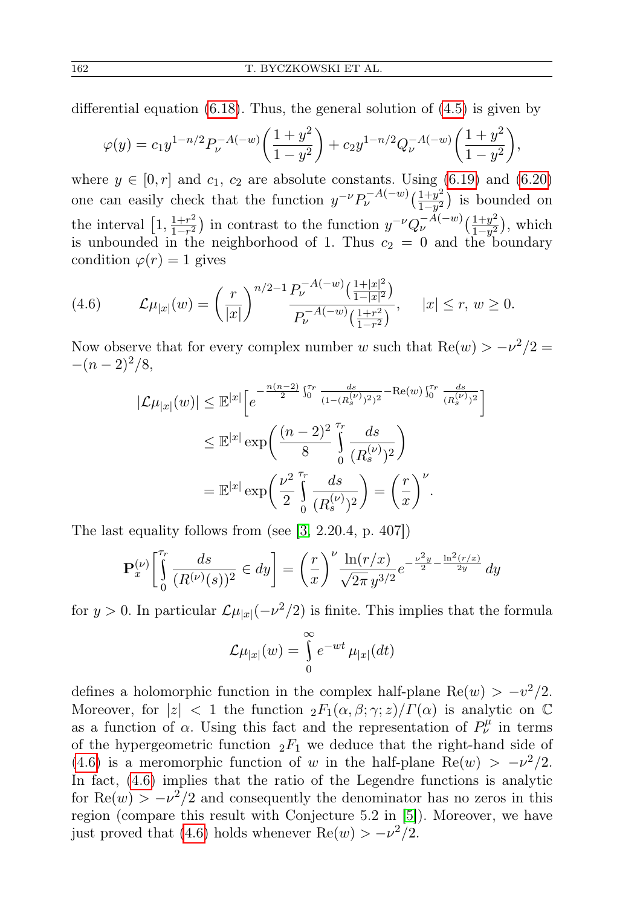differential equation (6.18). Thus, the general solution of (4.5) is given by

$$\varphi(y) = c_1 y^{1-n/2} P_\nu^{-A(-w)}\left(\frac{1+y^2}{1-y^2}\right) + c_2 y^{1-n/2} Q_\nu^{-A(-w)}\left(\frac{1+y^2}{1-y^2}\right),$$

where $y \in [0, r]$ and $c_1$, $c_2$ are absolute constants. Using (6.19) and (6.20) one can easily check that the function $y^{-\nu} P_\nu^{-A(-w)}\big(\frac{1+y^2}{1-y^2}\big)$ is bounded on the interval $\big[1, \frac{1+r^2}{1-r^2}\big)$ in contrast to the function $y^{-\nu} Q_\nu^{-A(-w)}\big(\frac{1+y^2}{1-y^2}\big)$, which is unbounded in the neighborhood of 1. Thus $c_2 = 0$ and the boundary condition $\varphi(r) = 1$ gives

$$\mathcal{L}\mu_{|x|}(w) = \left(\frac{r}{|x|}\right)^{n/2-1} \frac{P_\nu^{-A(-w)}\big(\frac{1+|x|^2}{1-|x|^2}\big)}{P_\nu^{-A(-w)}\big(\frac{1+r^2}{1-r^2}\big)}, \quad |x| \le r,\ w \ge 0. \tag{4.6}$$

Now observe that for every complex number $w$ such that $\mathrm{Re}(w) > -\nu^2/2 = -(n-2)^2/8$,

$$\begin{aligned}
|\mathcal{L}\mu_{|x|}(w)| &\le \mathbb{E}^{|x|}\Big[e^{-\frac{n(n-2)}{2}\int_0^{\tau_r}\frac{ds}{(1-(R_s^{(\nu)})^2)^2} - \mathrm{Re}(w)\int_0^{\tau_r}\frac{ds}{(R_s^{(\nu)})^2}}\Big] \\
&\le \mathbb{E}^{|x|}\exp\bigg(\frac{(n-2)^2}{8}\int_0^{\tau_r}\frac{ds}{(R_s^{(\nu)})^2}\bigg) \\
&= \mathbb{E}^{|x|}\exp\bigg(\frac{\nu^2}{2}\int_0^{\tau_r}\frac{ds}{(R_s^{(\nu)})^2}\bigg) = \left(\frac{r}{x}\right)^\nu.
\end{aligned}$$

The last equality follows from (see [3, 2.20.4, p. 407])

$$\mathbf{P}_x^{(\nu)}\bigg[\int_0^{\tau_r}\frac{ds}{(R^{(\nu)}(s))^2} \in dy\bigg] = \left(\frac{r}{x}\right)^\nu \frac{\ln(r/x)}{\sqrt{2\pi}\, y^{3/2}} e^{-\frac{\nu^2 y}{2} - \frac{\ln^2(r/x)}{2y}}\, dy$$

for $y > 0$. In particular $\mathcal{L}\mu_{|x|}(-\nu^2/2)$ is finite. This implies that the formula

$$\mathcal{L}\mu_{|x|}(w) = \int_0^\infty e^{-wt}\,\mu_{|x|}(dt)$$

defines a holomorphic function in the complex half-plane $\mathrm{Re}(w) > -v^2/2$. Moreover, for $|z| < 1$ the function ${}_2F_1(\alpha, \beta; \gamma; z)/\Gamma(\alpha)$ is analytic on $\mathbb{C}$ as a function of $\alpha$. Using this fact and the representation of $P_\nu^\mu$ in terms of the hypergeometric function ${}_2F_1$ we deduce that the right-hand side of (4.6) is a meromorphic function of $w$ in the half-plane $\mathrm{Re}(w) > -\nu^2/2$. In fact, (4.6) implies that the ratio of the Legendre functions is analytic for $\mathrm{Re}(w) > -\nu^2/2$ and consequently the denominator has no zeros in this region (compare this result with Conjecture 5.2 in [5]). Moreover, we have just proved that (4.6) holds whenever $\mathrm{Re}(w) > -\nu^2/2$.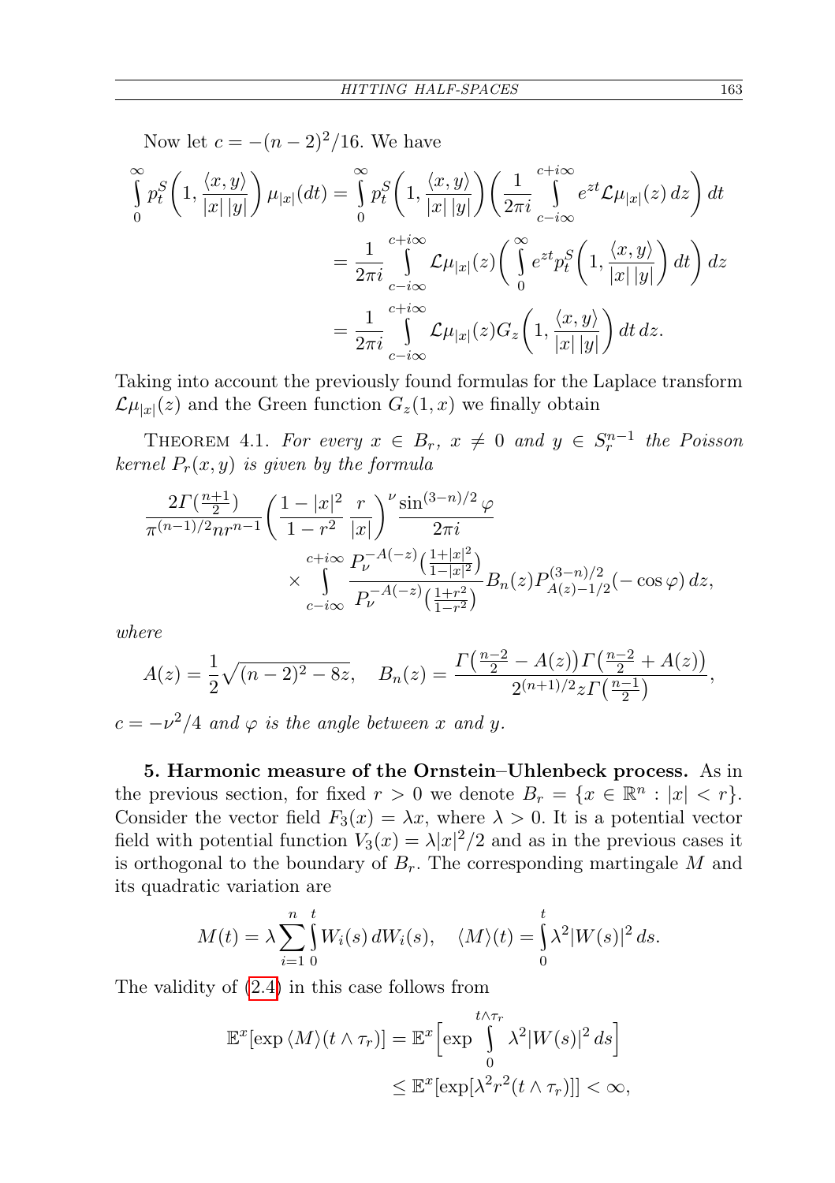Now let $c = -(n-2)^2/16$. We have

$$
\begin{aligned}
\int_0^\infty p_t^S\Big(1, \frac{\langle x, y\rangle}{|x|\,|y|}\Big)\,\mu_{|x|}(dt) &= \int_0^\infty p_t^S\Big(1, \frac{\langle x, y\rangle}{|x|\,|y|}\Big)\Big(\frac{1}{2\pi i}\int_{c-i\infty}^{c+i\infty} e^{zt}\mathcal{L}\mu_{|x|}(z)\,dz\Big)\,dt \\
&= \frac{1}{2\pi i}\int_{c-i\infty}^{c+i\infty} \mathcal{L}\mu_{|x|}(z)\Big(\int_0^\infty e^{zt} p_t^S\Big(1, \frac{\langle x, y\rangle}{|x|\,|y|}\Big)\,dt\Big)\,dz \\
&= \frac{1}{2\pi i}\int_{c-i\infty}^{c+i\infty} \mathcal{L}\mu_{|x|}(z) G_z\Big(1, \frac{\langle x, y\rangle}{|x|\,|y|}\Big)\,dt\,dz.
\end{aligned}
$$

Taking into account the previously found formulas for the Laplace transform $\mathcal{L}\mu_{|x|}(z)$ and the Green function $G_z(1,x)$ we finally obtain

Theorem 4.1. *For every $x \in B_r$, $x \neq 0$ and $y \in S_r^{n-1}$ the Poisson kernel $P_r(x,y)$ is given by the formula*

$$
\begin{aligned}
&\frac{2\Gamma(\frac{n+1}{2})}{\pi^{(n-1)/2} n r^{n-1}}\Big(\frac{1-|x|^2}{1-r^2}\,\frac{r}{|x|}\Big)^{\nu}\frac{\sin^{(3-n)/2}\varphi}{2\pi i} \\
&\qquad\times \int_{c-i\infty}^{c+i\infty} \frac{P_\nu^{-A(-z)}\big(\frac{1+|x|^2}{1-|x|^2}\big)}{P_\nu^{-A(-z)}\big(\frac{1+r^2}{1-r^2}\big)} B_n(z) P^{(3-n)/2}_{A(z)-1/2}(-\cos\varphi)\,dz,
\end{aligned}
$$

*where*

$$
A(z) = \frac{1}{2}\sqrt{(n-2)^2 - 8z}, \quad B_n(z) = \frac{\Gamma\big(\frac{n-2}{2} - A(z)\big)\Gamma\big(\frac{n-2}{2} + A(z)\big)}{2^{(n+1)/2} z\,\Gamma\big(\frac{n-1}{2}\big)},
$$

*$c = -\nu^2/4$ and $\varphi$ is the angle between $x$ and $y$.*

**5. Harmonic measure of the Ornstein–Uhlenbeck process.** As in the previous section, for fixed $r > 0$ we denote $B_r = \{x \in \mathbb{R}^n : |x| < r\}$. Consider the vector field $F_3(x) = \lambda x$, where $\lambda > 0$. It is a potential vector field with potential function $V_3(x) = \lambda|x|^2/2$ and as in the previous cases it is orthogonal to the boundary of $B_r$. The corresponding martingale $M$ and its quadratic variation are

$$
M(t) = \lambda\sum_{i=1}^n \int_0^t W_i(s)\,dW_i(s), \quad \langle M\rangle(t) = \int_0^t \lambda^2 |W(s)|^2\,ds.
$$

The validity of (2.4) in this case follows from

$$
\begin{aligned}
\mathbb{E}^x[\exp\langle M\rangle(t\wedge\tau_r)] &= \mathbb{E}^x\Big[\exp\int_0^{t\wedge\tau_r} \lambda^2 |W(s)|^2\,ds\Big] \\
&\le \mathbb{E}^x[\exp[\lambda^2 r^2 (t\wedge\tau_r)]] < \infty,
\end{aligned}
$$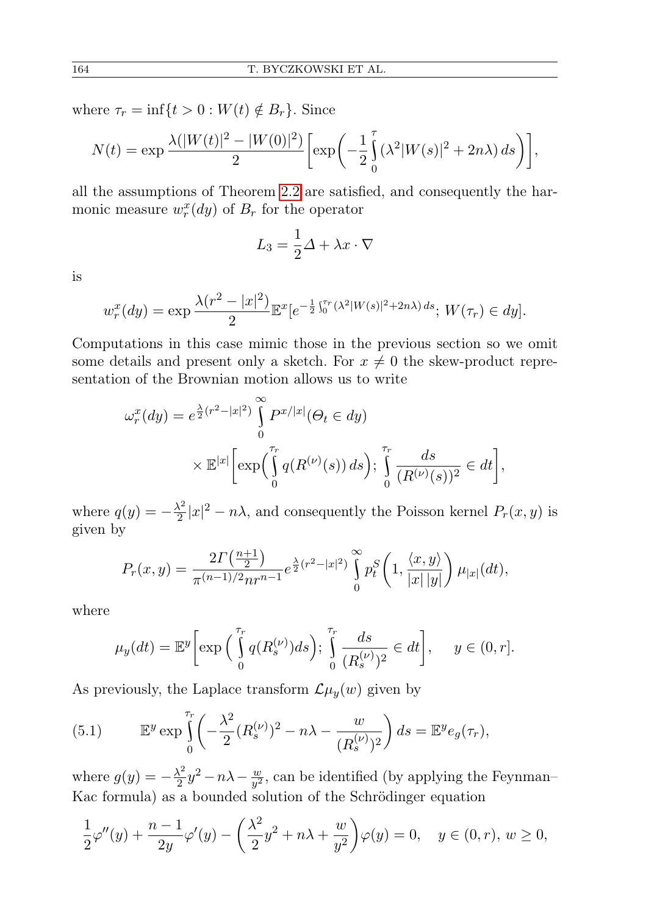where $\tau_r = \inf\{t > 0 : W(t) \notin B_r\}$. Since

$$N(t) = \exp \frac{\lambda(|W(t)|^2 - |W(0)|^2)}{2} \left[ \exp\left( -\frac{1}{2} \int_0^\tau (\lambda^2 |W(s)|^2 + 2n\lambda)\, ds \right) \right],$$

all the assumptions of Theorem 2.2 are satisfied, and consequently the harmonic measure $w_r^x(dy)$ of $B_r$ for the operator

$$L_3 = \frac{1}{2}\Delta + \lambda x \cdot \nabla$$

is

$$w_r^x(dy) = \exp \frac{\lambda(r^2 - |x|^2)}{2} \mathbb{E}^x [e^{-\frac{1}{2}\int_0^{\tau_r} (\lambda^2 |W(s)|^2 + 2n\lambda)\, ds};\, W(\tau_r) \in dy].$$

Computations in this case mimic those in the previous section so we omit some details and present only a sketch. For $x \neq 0$ the skew-product representation of the Brownian motion allows us to write

$$\omega_r^x(dy) = e^{\frac{\lambda}{2}(r^2 - |x|^2)} \int_0^\infty P^{x/|x|}(\Theta_t \in dy) \times \mathbb{E}^{|x|}\left[ \exp\Big( \int_0^{\tau_r} q(R^{(\nu)}(s))\, ds \Big);\, \int_0^{\tau_r} \frac{ds}{(R^{(\nu)}(s))^2} \in dt \right],$$

where $q(y) = -\frac{\lambda^2}{2}|x|^2 - n\lambda$, and consequently the Poisson kernel $P_r(x, y)$ is given by

$$P_r(x, y) = \frac{2\Gamma\big(\frac{n+1}{2}\big)}{\pi^{(n-1)/2} n r^{n-1}} e^{\frac{\lambda}{2}(r^2 - |x|^2)} \int_0^\infty p_t^S\left(1, \frac{\langle x, y\rangle}{|x|\,|y|}\right) \mu_{|x|}(dt),$$

where

$$\mu_y(dt) = \mathbb{E}^y\left[ \exp\Big( \int_0^{\tau_r} q(R_s^{(\nu)}) ds \Big);\, \int_0^{\tau_r} \frac{ds}{(R_s^{(\nu)})^2} \in dt \right], \qquad y \in (0, r].$$

As previously, the Laplace transform $\mathcal{L}\mu_y(w)$ given by

$$\mathbb{E}^y \exp \int_0^{\tau_r} \left( -\frac{\lambda^2}{2}(R_s^{(\nu)})^2 - n\lambda - \frac{w}{(R_s^{(\nu)})^2} \right) ds = \mathbb{E}^y e_g(\tau_r), \tag{5.1}$$

where $g(y) = -\frac{\lambda^2}{2} y^2 - n\lambda - \frac{w}{y^2}$, can be identified (by applying the Feynman–Kac formula) as a bounded solution of the Schrödinger equation

$$\frac{1}{2}\varphi''(y) + \frac{n-1}{2y}\varphi'(y) - \left( \frac{\lambda^2}{2} y^2 + n\lambda + \frac{w}{y^2} \right)\varphi(y) = 0, \quad y \in (0, r),\, w \geq 0,$$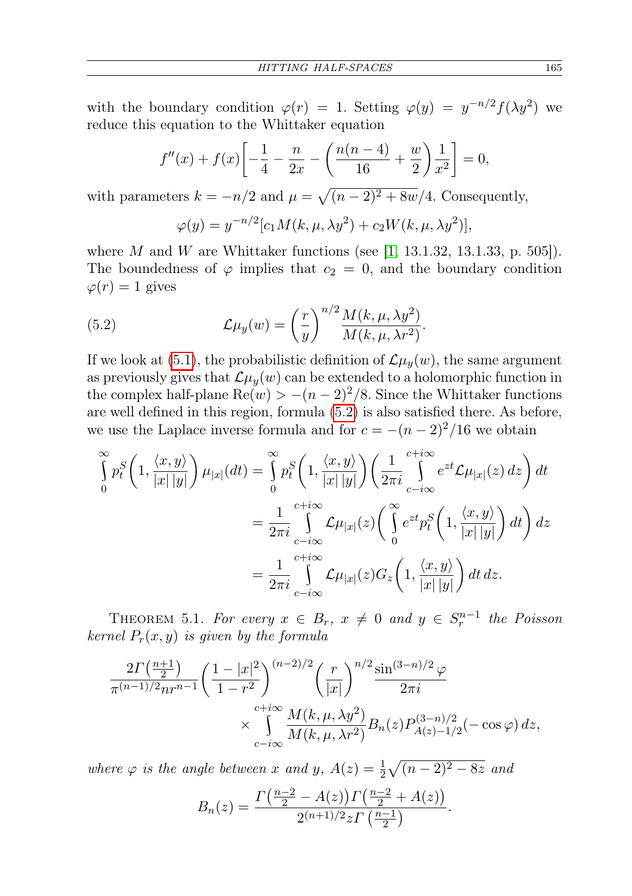with the boundary condition $\varphi(r) = 1$. Setting $\varphi(y) = y^{-n/2} f(\lambda y^2)$ we reduce this equation to the Whittaker equation

$$f''(x) + f(x)\left[-\frac{1}{4} - \frac{n}{2x} - \left(\frac{n(n-4)}{16} + \frac{w}{2}\right)\frac{1}{x^2}\right] = 0,$$

with parameters $k = -n/2$ and $\mu = \sqrt{(n-2)^2 + 8w}/4$. Consequently,

$$\varphi(y) = y^{-n/2}[c_1 M(k, \mu, \lambda y^2) + c_2 W(k, \mu, \lambda y^2)],$$

where $M$ and $W$ are Whittaker functions (see [1, 13.1.32, 13.1.33, p. 505]). The boundedness of $\varphi$ implies that $c_2 = 0$, and the boundary condition $\varphi(r) = 1$ gives

$$\mathcal{L}\mu_y(w) = \left(\frac{r}{y}\right)^{n/2} \frac{M(k, \mu, \lambda y^2)}{M(k, \mu, \lambda r^2)}. \tag{5.2}$$

If we look at (5.1), the probabilistic definition of $\mathcal{L}\mu_y(w)$, the same argument as previously gives that $\mathcal{L}\mu_y(w)$ can be extended to a holomorphic function in the complex half-plane $\mathrm{Re}(w) > -(n-2)^2/8$. Since the Whittaker functions are well defined in this region, formula (5.2) is also satisfied there. As before, we use the Laplace inverse formula and for $c = -(n-2)^2/16$ we obtain

$$\begin{aligned}
\int_0^\infty p_t^S\left(1, \frac{\langle x, y\rangle}{|x|\,|y|}\right)\mu_{|x|}(dt) &= \int_0^\infty p_t^S\left(1, \frac{\langle x, y\rangle}{|x|\,|y|}\right)\left(\frac{1}{2\pi i}\int_{c-i\infty}^{c+i\infty} e^{zt}\mathcal{L}\mu_{|x|}(z)\,dz\right)dt \\
&= \frac{1}{2\pi i}\int_{c-i\infty}^{c+i\infty} \mathcal{L}\mu_{|x|}(z)\left(\int_0^\infty e^{zt} p_t^S\left(1, \frac{\langle x, y\rangle}{|x|\,|y|}\right)dt\right)dz \\
&= \frac{1}{2\pi i}\int_{c-i\infty}^{c+i\infty} \mathcal{L}\mu_{|x|}(z) G_z\left(1, \frac{\langle x, y\rangle}{|x|\,|y|}\right)dt\,dz.
\end{aligned}$$

THEOREM 5.1. *For every $x \in B_r$, $x \neq 0$ and $y \in S_r^{n-1}$ the Poisson kernel $P_r(x, y)$ is given by the formula*

$$\begin{aligned}
&\frac{2\Gamma\left(\frac{n+1}{2}\right)}{\pi^{(n-1)/2} n r^{n-1}}\left(\frac{1-|x|^2}{1-r^2}\right)^{(n-2)/2}\left(\frac{r}{|x|}\right)^{n/2}\frac{\sin^{(3-n)/2}\varphi}{2\pi i} \\
&\qquad\times \int_{c-i\infty}^{c+i\infty} \frac{M(k, \mu, \lambda y^2)}{M(k, \mu, \lambda r^2)} B_n(z) P^{(3-n)/2}_{A(z)-1/2}(-\cos\varphi)\,dz,
\end{aligned}$$

*where $\varphi$ is the angle between $x$ and $y$, $A(z) = \frac{1}{2}\sqrt{(n-2)^2 - 8z}$ and*

$$B_n(z) = \frac{\Gamma\left(\frac{n-2}{2} - A(z)\right)\Gamma\left(\frac{n-2}{2} + A(z)\right)}{2^{(n+1)/2} z\,\Gamma\left(\frac{n-1}{2}\right)}.$$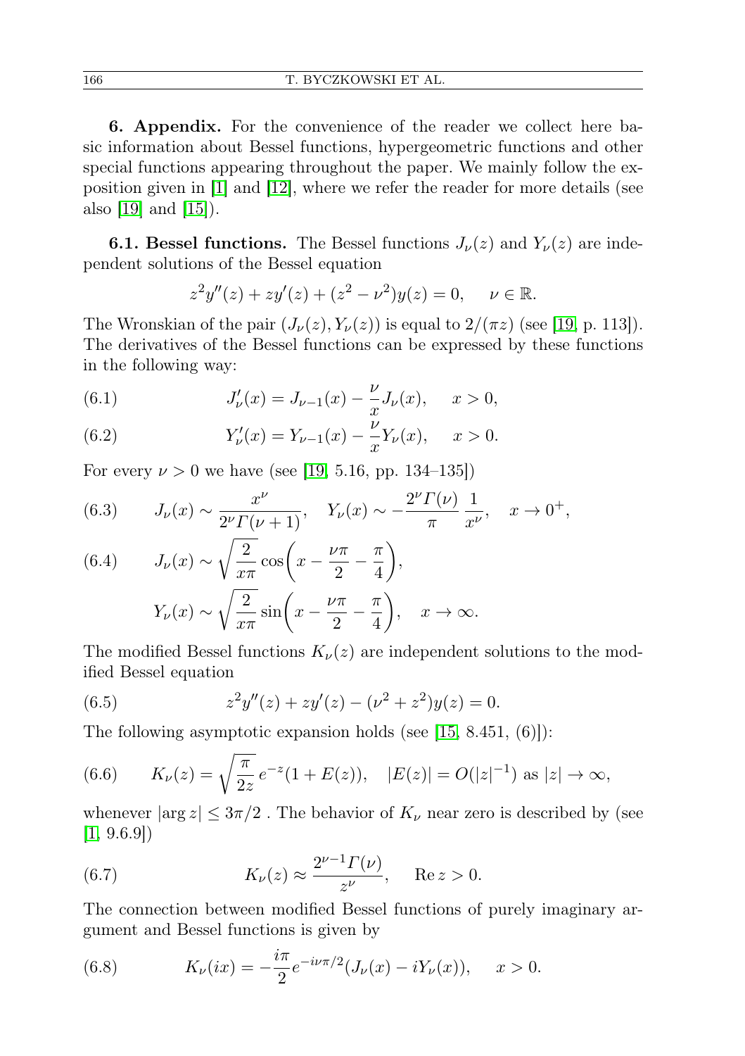**6. Appendix.** For the convenience of the reader we collect here basic information about Bessel functions, hypergeometric functions and other special functions appearing throughout the paper. We mainly follow the exposition given in [1] and [12], where we refer the reader for more details (see also [19] and [15]).

**6.1. Bessel functions.** The Bessel functions $J_\nu(z)$ and $Y_\nu(z)$ are independent solutions of the Bessel equation

$$z^2 y''(z) + z y'(z) + (z^2 - \nu^2) y(z) = 0, \quad \nu \in \mathbb{R}.$$

The Wronskian of the pair $(J_\nu(z), Y_\nu(z))$ is equal to $2/(\pi z)$ (see [19, p. 113]). The derivatives of the Bessel functions can be expressed by these functions in the following way:

$$J'_\nu(x) = J_{\nu-1}(x) - \frac{\nu}{x} J_\nu(x), \quad x > 0, \tag{6.1}$$

$$Y'_\nu(x) = Y_{\nu-1}(x) - \frac{\nu}{x} Y_\nu(x), \quad x > 0. \tag{6.2}$$

For every $\nu > 0$ we have (see [19, 5.16, pp. 134–135])

$$J_\nu(x) \sim \frac{x^\nu}{2^\nu \Gamma(\nu+1)}, \quad Y_\nu(x) \sim -\frac{2^\nu \Gamma(\nu)}{\pi} \frac{1}{x^\nu}, \quad x \to 0^+, \tag{6.3}$$

$$J_\nu(x) \sim \sqrt{\frac{2}{x\pi}} \cos\left(x - \frac{\nu\pi}{2} - \frac{\pi}{4}\right),$$
$$Y_\nu(x) \sim \sqrt{\frac{2}{x\pi}} \sin\left(x - \frac{\nu\pi}{2} - \frac{\pi}{4}\right), \quad x \to \infty. \tag{6.4}$$

The modified Bessel functions $K_\nu(z)$ are independent solutions to the modified Bessel equation

$$z^2 y''(z) + z y'(z) - (\nu^2 + z^2) y(z) = 0. \tag{6.5}$$

The following asymptotic expansion holds (see [15, 8.451, (6)]):

$$K_\nu(z) = \sqrt{\frac{\pi}{2z}} e^{-z}(1 + E(z)), \quad |E(z)| = O(|z|^{-1}) \text{ as } |z| \to \infty, \tag{6.6}$$

whenever $|\arg z| \le 3\pi/2$ . The behavior of $K_\nu$ near zero is described by (see [1, 9.6.9])

$$K_\nu(z) \approx \frac{2^{\nu-1}\Gamma(\nu)}{z^\nu}, \quad \operatorname{Re} z > 0. \tag{6.7}$$

The connection between modified Bessel functions of purely imaginary argument and Bessel functions is given by

$$K_\nu(ix) = -\frac{i\pi}{2} e^{-i\nu\pi/2} (J_\nu(x) - iY_\nu(x)), \quad x > 0. \tag{6.8}$$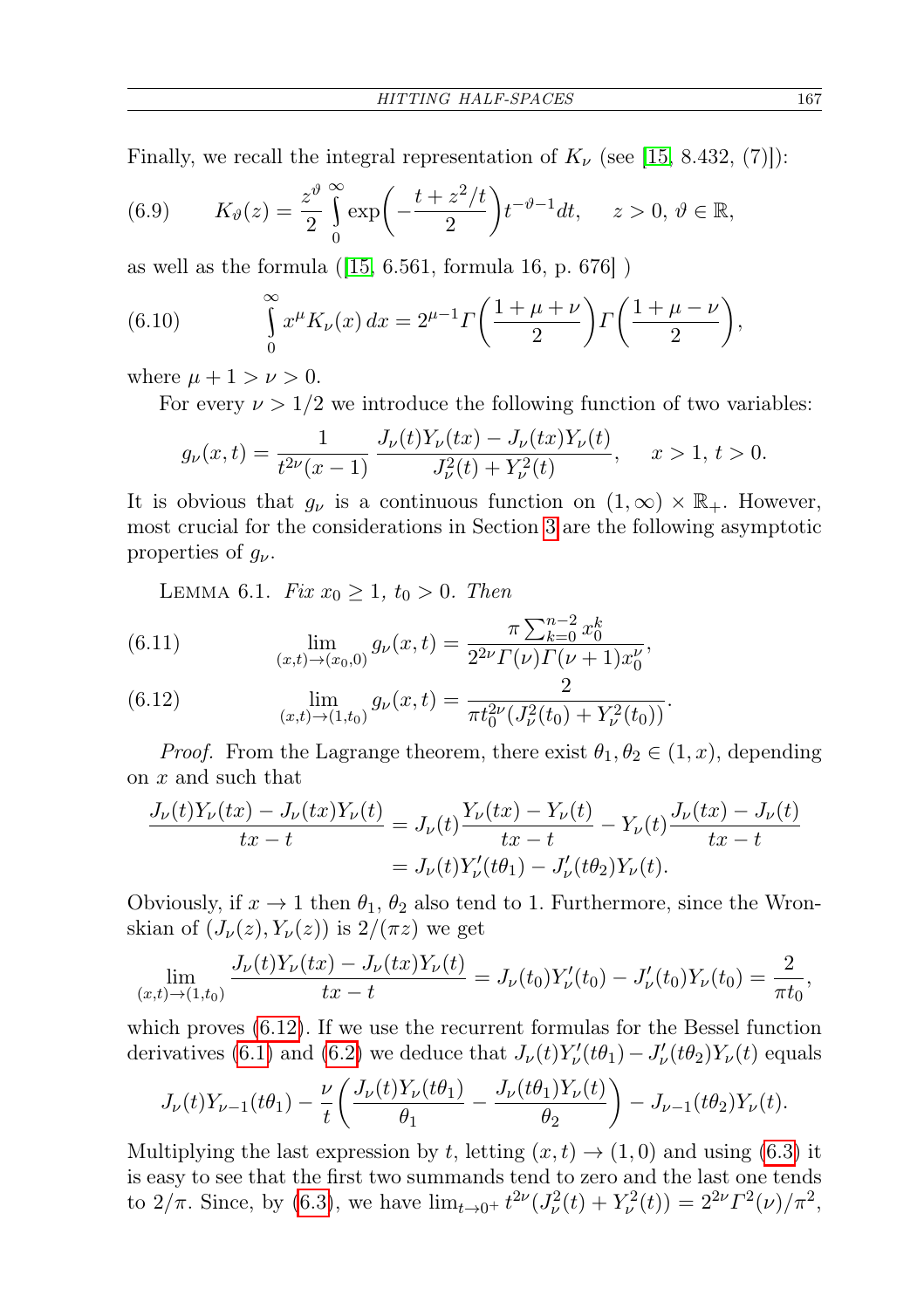Finally, we recall the integral representation of $K_\nu$ (see [15, 8.432, (7)]):

$$K_\vartheta(z) = \frac{z^\vartheta}{2}\int_0^\infty \exp\left(-\frac{t+z^2/t}{2}\right)t^{-\vartheta-1}dt, \qquad z>0,\ \vartheta\in\mathbb{R}, \tag{6.9}$$

as well as the formula ([15, 6.561, formula 16, p. 676] )

$$\int_0^\infty x^\mu K_\nu(x)\,dx = 2^{\mu-1}\Gamma\left(\frac{1+\mu+\nu}{2}\right)\Gamma\left(\frac{1+\mu-\nu}{2}\right), \tag{6.10}$$

where $\mu+1>\nu>0$.

For every $\nu>1/2$ we introduce the following function of two variables:

$$g_\nu(x,t) = \frac{1}{t^{2\nu}(x-1)}\,\frac{J_\nu(t)Y_\nu(tx)-J_\nu(tx)Y_\nu(t)}{J_\nu^2(t)+Y_\nu^2(t)}, \qquad x>1,\ t>0.$$

It is obvious that $g_\nu$ is a continuous function on $(1,\infty)\times\mathbb{R}_+$. However, most crucial for the considerations in Section 3 are the following asymptotic properties of $g_\nu$.

Lemma 6.1. *Fix $x_0\geq 1$, $t_0>0$. Then*

$$\lim_{(x,t)\to(x_0,0)} g_\nu(x,t) = \frac{\pi\sum_{k=0}^{n-2}x_0^k}{2^{2\nu}\Gamma(\nu)\Gamma(\nu+1)x_0^\nu}, \tag{6.11}$$

$$\lim_{(x,t)\to(1,t_0)} g_\nu(x,t) = \frac{2}{\pi t_0^{2\nu}(J_\nu^2(t_0)+Y_\nu^2(t_0))}. \tag{6.12}$$

*Proof.* From the Lagrange theorem, there exist $\theta_1,\theta_2\in(1,x)$, depending on $x$ and such that

$$\begin{aligned}\frac{J_\nu(t)Y_\nu(tx)-J_\nu(tx)Y_\nu(t)}{tx-t} &= J_\nu(t)\frac{Y_\nu(tx)-Y_\nu(t)}{tx-t} - Y_\nu(t)\frac{J_\nu(tx)-J_\nu(t)}{tx-t}\\ &= J_\nu(t)Y_\nu'(t\theta_1) - J_\nu'(t\theta_2)Y_\nu(t).\end{aligned}$$

Obviously, if $x\to 1$ then $\theta_1$, $\theta_2$ also tend to 1. Furthermore, since the Wronskian of $(J_\nu(z),Y_\nu(z))$ is $2/(\pi z)$ we get

$$\lim_{(x,t)\to(1,t_0)}\frac{J_\nu(t)Y_\nu(tx)-J_\nu(tx)Y_\nu(t)}{tx-t} = J_\nu(t_0)Y_\nu'(t_0)-J_\nu'(t_0)Y_\nu(t_0) = \frac{2}{\pi t_0},$$

which proves (6.12). If we use the recurrent formulas for the Bessel function derivatives (6.1) and (6.2) we deduce that $J_\nu(t)Y_\nu'(t\theta_1)-J_\nu'(t\theta_2)Y_\nu(t)$ equals

$$J_\nu(t)Y_{\nu-1}(t\theta_1) - \frac{\nu}{t}\left(\frac{J_\nu(t)Y_\nu(t\theta_1)}{\theta_1} - \frac{J_\nu(t\theta_1)Y_\nu(t)}{\theta_2}\right) - J_{\nu-1}(t\theta_2)Y_\nu(t).$$

Multiplying the last expression by $t$, letting $(x,t)\to(1,0)$ and using (6.3) it is easy to see that the first two summands tend to zero and the last one tends to $2/\pi$. Since, by (6.3), we have $\lim_{t\to0^+}t^{2\nu}(J_\nu^2(t)+Y_\nu^2(t)) = 2^{2\nu}\Gamma^2(\nu)/\pi^2$,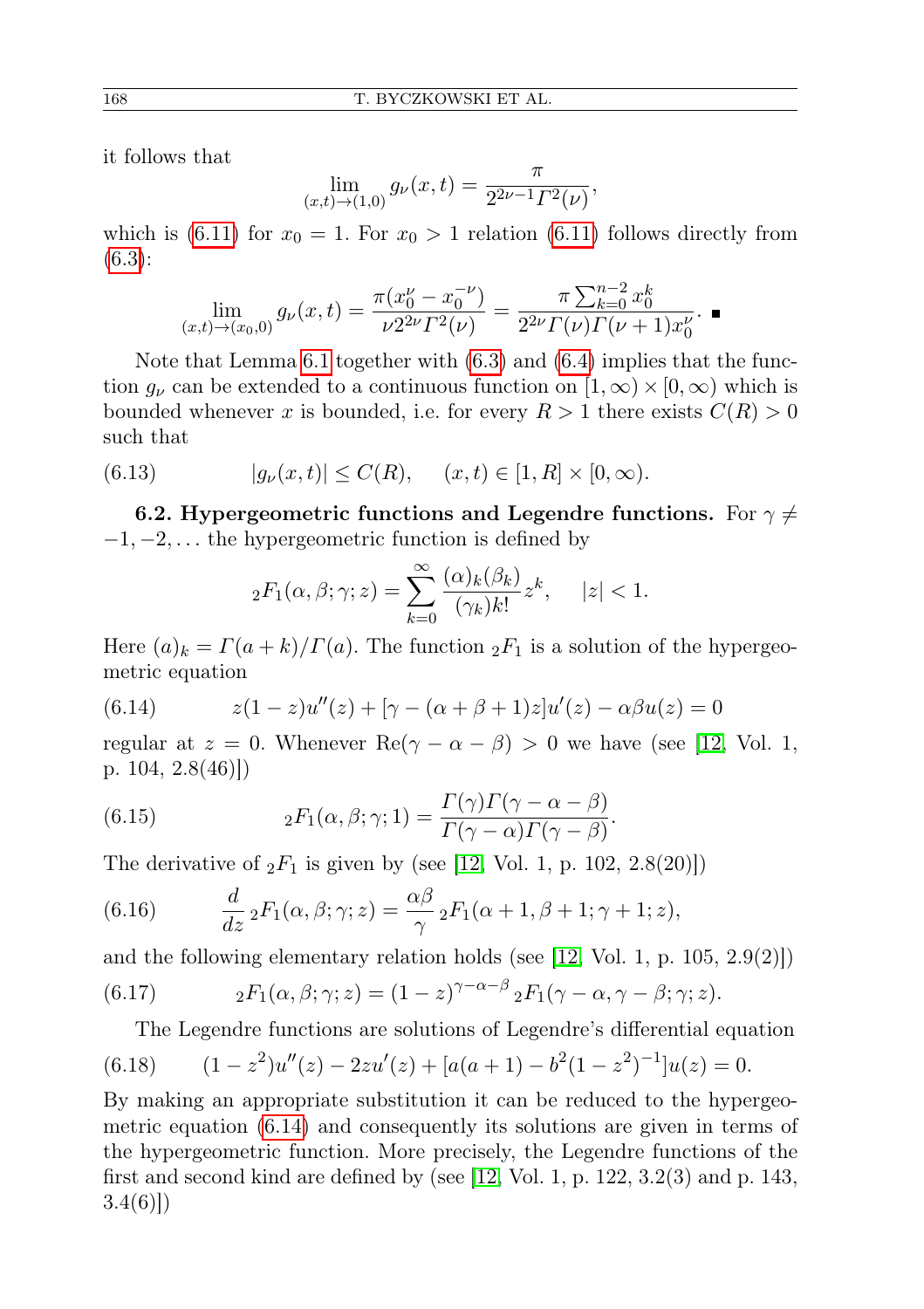it follows that

$$\lim_{(x,t)\to(1,0)} g_\nu(x,t) = \frac{\pi}{2^{2\nu-1}\Gamma^2(\nu)},$$

which is (6.11) for $x_0 = 1$. For $x_0 > 1$ relation (6.11) follows directly from (6.3):

$$\lim_{(x,t)\to(x_0,0)} g_\nu(x,t) = \frac{\pi(x_0^\nu - x_0^{-\nu})}{\nu 2^{2\nu}\Gamma^2(\nu)} = \frac{\pi \sum_{k=0}^{n-2} x_0^k}{2^{2\nu}\Gamma(\nu)\Gamma(\nu+1)x_0^\nu}. \;\blacksquare$$

Note that Lemma 6.1 together with (6.3) and (6.4) implies that the function $g_\nu$ can be extended to a continuous function on $[1,\infty)\times[0,\infty)$ which is bounded whenever $x$ is bounded, i.e. for every $R > 1$ there exists $C(R) > 0$ such that

$$|g_\nu(x,t)| \le C(R), \quad (x,t) \in [1,R]\times[0,\infty). \tag{6.13}$$

**6.2. Hypergeometric functions and Legendre functions.** For $\gamma \neq -1, -2, \ldots$ the hypergeometric function is defined by

$${}_2F_1(\alpha,\beta;\gamma;z) = \sum_{k=0}^{\infty} \frac{(\alpha)_k(\beta_k)}{(\gamma_k)k!} z^k, \quad |z| < 1.$$

Here $(a)_k = \Gamma(a+k)/\Gamma(a)$. The function ${}_2F_1$ is a solution of the hypergeometric equation

$$z(1-z)u''(z) + [\gamma - (\alpha+\beta+1)z]u'(z) - \alpha\beta u(z) = 0 \tag{6.14}$$

regular at $z = 0$. Whenever $\mathrm{Re}(\gamma-\alpha-\beta) > 0$ we have (see [12, Vol. 1, p. 104, 2.8(46)])

$${}_2F_1(\alpha,\beta;\gamma;1) = \frac{\Gamma(\gamma)\Gamma(\gamma-\alpha-\beta)}{\Gamma(\gamma-\alpha)\Gamma(\gamma-\beta)}. \tag{6.15}$$

The derivative of ${}_2F_1$ is given by (see [12, Vol. 1, p. 102, 2.8(20)])

$$\frac{d}{dz}\,{}_2F_1(\alpha,\beta;\gamma;z) = \frac{\alpha\beta}{\gamma}\,{}_2F_1(\alpha+1,\beta+1;\gamma+1;z), \tag{6.16}$$

and the following elementary relation holds (see [12, Vol. 1, p. 105, 2.9(2)])

$${}_2F_1(\alpha,\beta;\gamma;z) = (1-z)^{\gamma-\alpha-\beta}\,{}_2F_1(\gamma-\alpha,\gamma-\beta;\gamma;z). \tag{6.17}$$

The Legendre functions are solutions of Legendre's differential equation

$$(1-z^2)u''(z) - 2zu'(z) + [a(a+1) - b^2(1-z^2)^{-1}]u(z) = 0. \tag{6.18}$$

By making an appropriate substitution it can be reduced to the hypergeometric equation (6.14) and consequently its solutions are given in terms of the hypergeometric function. More precisely, the Legendre functions of the first and second kind are defined by (see [12, Vol. 1, p. 122, 3.2(3) and p. 143, 3.4(6)])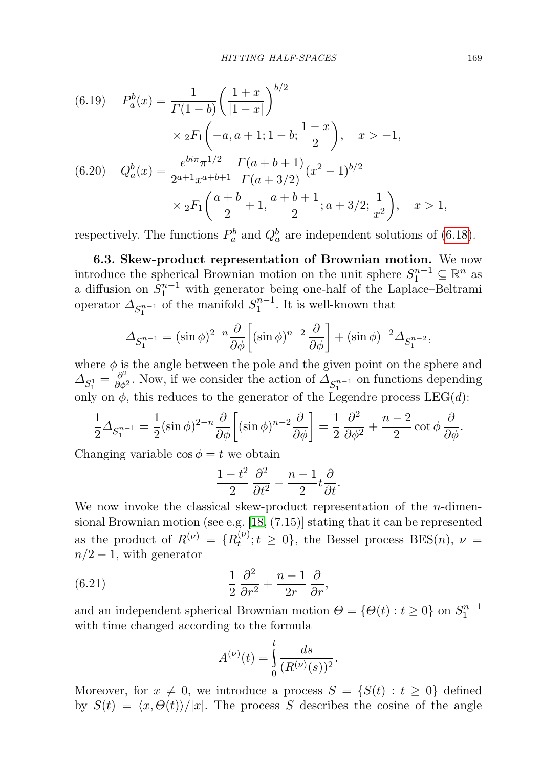$$P_a^b(x) = \frac{1}{\Gamma(1-b)} \left(\frac{1+x}{|1-x|}\right)^{b/2} \times {}_2F_1\left(-a, a+1; 1-b; \frac{1-x}{2}\right), \quad x > -1, \tag{6.19}$$

$$Q_a^b(x) = \frac{e^{bi\pi}\pi^{1/2}}{2^{a+1}x^{a+b+1}} \frac{\Gamma(a+b+1)}{\Gamma(a+3/2)} (x^2-1)^{b/2} \times {}_2F_1\left(\frac{a+b}{2}+1, \frac{a+b+1}{2}; a+3/2; \frac{1}{x^2}\right), \quad x > 1, \tag{6.20}$$

respectively. The functions $P_a^b$ and $Q_a^b$ are independent solutions of (6.18).

**6.3. Skew-product representation of Brownian motion.** We now introduce the spherical Brownian motion on the unit sphere $S_1^{n-1} \subseteq \mathbb{R}^n$ as a diffusion on $S_1^{n-1}$ with generator being one-half of the Laplace–Beltrami operator $\Delta_{S_1^{n-1}}$ of the manifold $S_1^{n-1}$. It is well-known that

$$\Delta_{S_1^{n-1}} = (\sin\phi)^{2-n} \frac{\partial}{\partial\phi}\left[(\sin\phi)^{n-2} \frac{\partial}{\partial\phi}\right] + (\sin\phi)^{-2} \Delta_{S_1^{n-2}},$$

where $\phi$ is the angle between the pole and the given point on the sphere and $\Delta_{S_1^1} = \frac{\partial^2}{\partial\phi^2}$. Now, if we consider the action of $\Delta_{S_1^{n-1}}$ on functions depending only on $\phi$, this reduces to the generator of the Legendre process $\mathrm{LEG}(d)$:

$$\frac{1}{2}\Delta_{S_1^{n-1}} = \frac{1}{2}(\sin\phi)^{2-n} \frac{\partial}{\partial\phi}\left[(\sin\phi)^{n-2} \frac{\partial}{\partial\phi}\right] = \frac{1}{2}\frac{\partial^2}{\partial\phi^2} + \frac{n-2}{2}\cot\phi \frac{\partial}{\partial\phi}.$$

Changing variable $\cos\phi = t$ we obtain

$$\frac{1-t^2}{2}\frac{\partial^2}{\partial t^2} - \frac{n-1}{2} t \frac{\partial}{\partial t}.$$

We now invoke the classical skew-product representation of the $n$-dimensional Brownian motion (see e.g. [18, (7.15)] stating that it can be represented as the product of $R^{(\nu)} = \{R_t^{(\nu)}; t \geq 0\}$, the Bessel process $\mathrm{BES}(n)$, $\nu = n/2 - 1$, with generator

$$\frac{1}{2}\frac{\partial^2}{\partial r^2} + \frac{n-1}{2r}\frac{\partial}{\partial r}, \tag{6.21}$$

and an independent spherical Brownian motion $\Theta = \{\Theta(t) : t \geq 0\}$ on $S_1^{n-1}$ with time changed according to the formula

$$A^{(\nu)}(t) = \int_0^t \frac{ds}{(R^{(\nu)}(s))^2}.$$

Moreover, for $x \neq 0$, we introduce a process $S = \{S(t) : t \geq 0\}$ defined by $S(t) = \langle x, \Theta(t)\rangle/|x|$. The process $S$ describes the cosine of the angle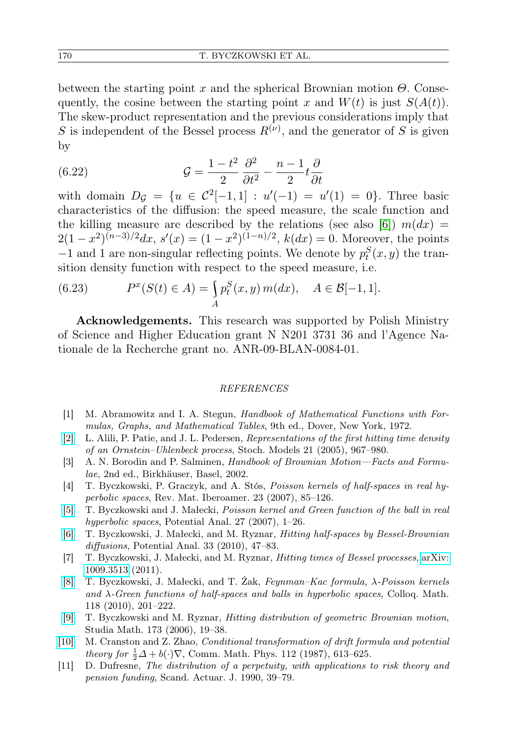between the starting point $x$ and the spherical Brownian motion $\Theta$. Consequently, the cosine between the starting point $x$ and $W(t)$ is just $S(A(t))$. The skew-product representation and the previous considerations imply that $S$ is independent of the Bessel process $R^{(\nu)}$, and the generator of $S$ is given by

$$\mathcal{G} = \frac{1-t^2}{2}\,\frac{\partial^2}{\partial t^2} - \frac{n-1}{2}t\frac{\partial}{\partial t} \tag{6.22}$$

with domain $D_{\mathcal{G}} = \{u \in \mathcal{C}^2[-1,1] : u'(-1) = u'(1) = 0\}$. Three basic characteristics of the diffusion: the speed measure, the scale function and the killing measure are described by the relations (see also [6]) $m(dx) = 2(1-x^2)^{(n-3)/2}dx$, $s'(x) = (1-x^2)^{(1-n)/2}$, $k(dx) = 0$. Moreover, the points $-1$ and $1$ are non-singular reflecting points. We denote by $p_t^S(x,y)$ the transition density function with respect to the speed measure, i.e.

$$P^x(S(t) \in A) = \int_A p_t^S(x,y)\, m(dx), \quad A \in \mathcal{B}[-1,1]. \tag{6.23}$$

**Acknowledgements.** This research was supported by Polish Ministry of Science and Higher Education grant N N201 3731 36 and l'Agence Nationale de la Recherche grant no. ANR-09-BLAN-0084-01.

## REFERENCES

[1] M. Abramowitz and I. A. Stegun, *Handbook of Mathematical Functions with Formulas, Graphs, and Mathematical Tables*, 9th ed., Dover, New York, 1972.

[2] L. Alili, P. Patie, and J. L. Pedersen, *Representations of the first hitting time density of an Ornstein–Uhlenbeck process*, Stoch. Models 21 (2005), 967–980.

[3] A. N. Borodin and P. Salminen, *Handbook of Brownian Motion—Facts and Formulae*, 2nd ed., Birkhäuser, Basel, 2002.

[4] T. Byczkowski, P. Graczyk, and A. Stós, *Poisson kernels of half-spaces in real hyperbolic spaces*, Rev. Mat. Iberoamer. 23 (2007), 85–126.

[5] T. Byczkowski and J. Małecki, *Poisson kernel and Green function of the ball in real hyperbolic spaces*, Potential Anal. 27 (2007), 1–26.

[6] T. Byczkowski, J. Małecki, and M. Ryznar, *Hitting half-spaces by Bessel-Brownian diffusions*, Potential Anal. 33 (2010), 47–83.

[7] T. Byczkowski, J. Małecki, and M. Ryznar, *Hitting times of Bessel processes*, arXiv: 1009.3513 (2011).

[8] T. Byczkowski, J. Małecki, and T. Żak, *Feynman–Kac formula, λ-Poisson kernels and λ-Green functions of half-spaces and balls in hyperbolic spaces*, Colloq. Math. 118 (2010), 201–222.

[9] T. Byczkowski and M. Ryznar, *Hitting distribution of geometric Brownian motion*, Studia Math. 173 (2006), 19–38.

[10] M. Cranston and Z. Zhao, *Conditional transformation of drift formula and potential theory for* $\frac{1}{2}\Delta + b(\cdot)\nabla$, Comm. Math. Phys. 112 (1987), 613–625.

[11] D. Dufresne, *The distribution of a perpetuity, with applications to risk theory and pension funding*, Scand. Actuar. J. 1990, 39–79.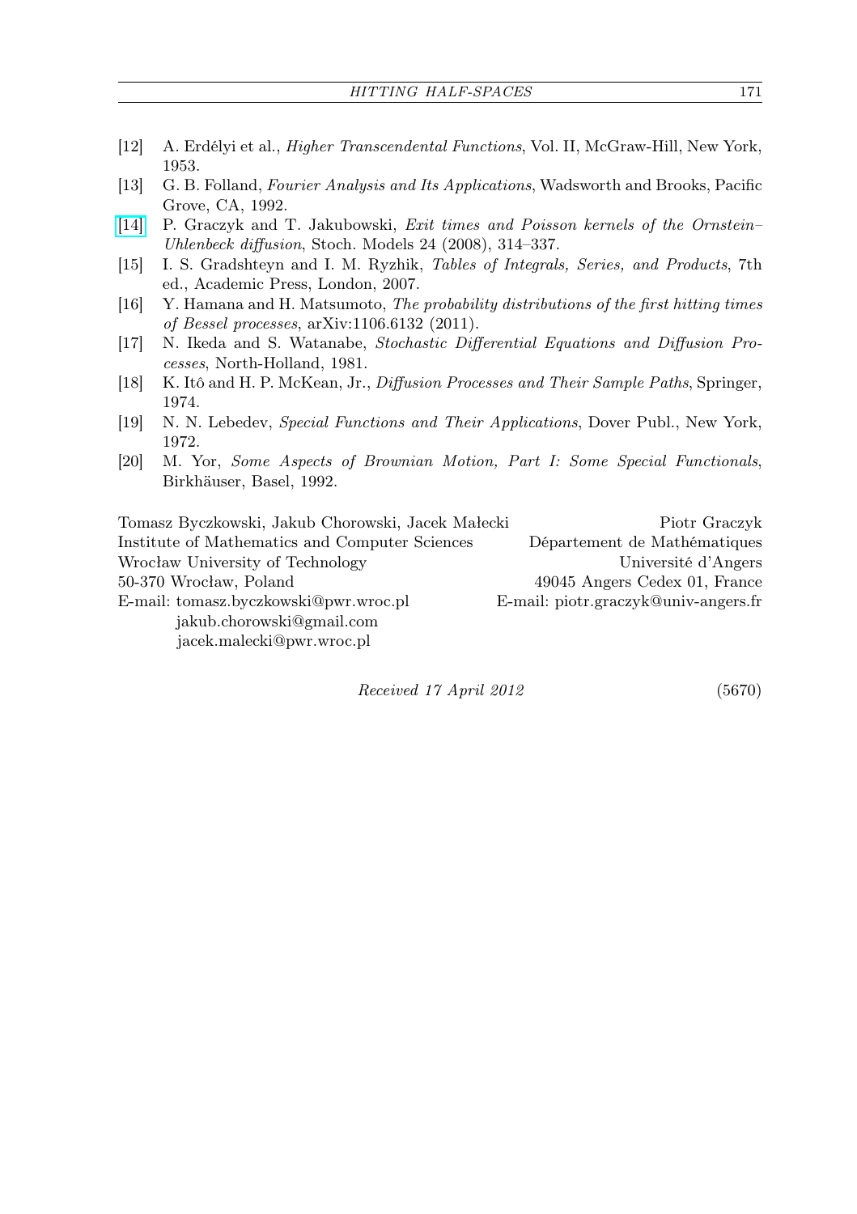[12] A. Erdélyi et al., *Higher Transcendental Functions*, Vol. II, McGraw-Hill, New York, 1953.

[13] G. B. Folland, *Fourier Analysis and Its Applications*, Wadsworth and Brooks, Pacific Grove, CA, 1992.

[14] P. Graczyk and T. Jakubowski, *Exit times and Poisson kernels of the Ornstein–Uhlenbeck diffusion*, Stoch. Models 24 (2008), 314–337.

[15] I. S. Gradshteyn and I. M. Ryzhik, *Tables of Integrals, Series, and Products*, 7th ed., Academic Press, London, 2007.

[16] Y. Hamana and H. Matsumoto, *The probability distributions of the first hitting times of Bessel processes*, arXiv:1106.6132 (2011).

[17] N. Ikeda and S. Watanabe, *Stochastic Differential Equations and Diffusion Processes*, North-Holland, 1981.

[18] K. Itô and H. P. McKean, Jr., *Diffusion Processes and Their Sample Paths*, Springer, 1974.

[19] N. N. Lebedev, *Special Functions and Their Applications*, Dover Publ., New York, 1972.

[20] M. Yor, *Some Aspects of Brownian Motion, Part I: Some Special Functionals*, Birkhäuser, Basel, 1992.

Tomasz Byczkowski, Jakub Chorowski, Jacek Małecki
Institute of Mathematics and Computer Sciences
Wrocław University of Technology
50-370 Wrocław, Poland
E-mail: tomasz.byczkowski@pwr.wroc.pl
jakub.chorowski@gmail.com
jacek.malecki@pwr.wroc.pl

Piotr Graczyk
Département de Mathématiques
Université d'Angers
49045 Angers Cedex 01, France
E-mail: piotr.graczyk@univ-angers.fr

*Received 17 April 2012* (5670)